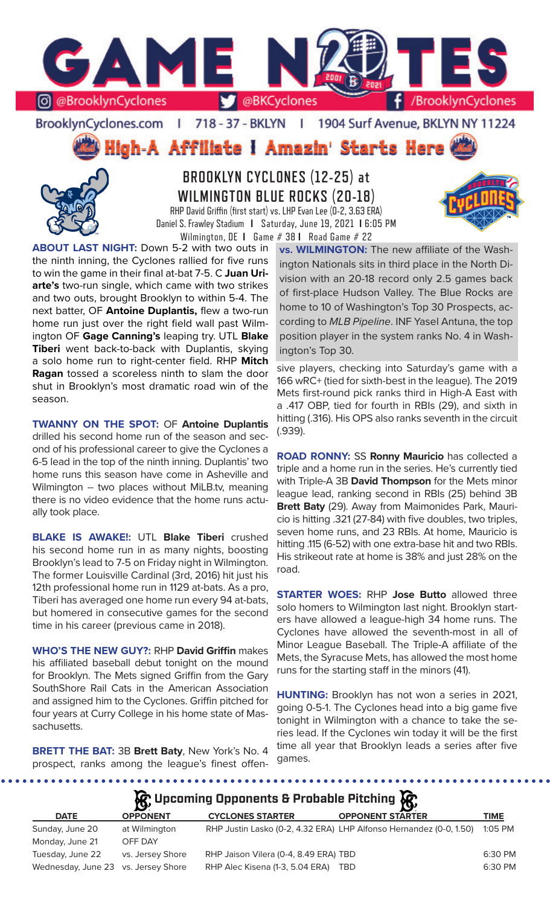# GAME NOTES

@BrooklynCyclones | @BKCyclones | /BrooklynCyclones

BrooklynCyclones.com | 718 - 37 - BKLYN | 1904 Surf Avenue, BKLYN NY 11224

**High-A Affiliate I Amazin' Starts Here**

## BROOKLYN CYCLONES (12-25) at WILMINGTON BLUE ROCKS (20-18)

RHP David Griffin (first start) vs. LHP Evan Lee (0-2, 3.63 ERA)
Daniel S. Frawley Stadium | Saturday, June 19, 2021 | 6:05 PM
Wilmington, DE | Game # 38 | Road Game # 22

**ABOUT LAST NIGHT:** Down 5-2 with two outs in the ninth inning, the Cyclones rallied for five runs to win the game in their final at-bat 7-5. C **Juan Uriarte's** two-run single, which came with two strikes and two outs, brought Brooklyn to within 5-4. The next batter, OF **Antoine Duplantis,** flew a two-run home run just over the right field wall past Wilmington OF **Gage Canning's** leaping try. UTL **Blake Tiberi** went back-to-back with Duplantis, skying a solo home run to right-center field. RHP **Mitch Ragan** tossed a scoreless ninth to slam the door shut in Brooklyn's most dramatic road win of the season.

**TWANNY ON THE SPOT:** OF **Antoine Duplantis** drilled his second home run of the season and second of his professional career to give the Cyclones a 6-5 lead in the top of the ninth inning. Duplantis' two home runs this season have come in Asheville and Wilmington -- two places without MiLB.tv, meaning there is no video evidence that the home runs actually took place.

**BLAKE IS AWAKE!:** UTL **Blake Tiberi** crushed his second home run in as many nights, boosting Brooklyn's lead to 7-5 on Friday night in Wilmington. The former Louisville Cardinal (3rd, 2016) hit just his 12th professional home run in 1129 at-bats. As a pro, Tiberi has averaged one home run every 94 at-bats, but homered in consecutive games for the second time in his career (previous came in 2018).

**WHO'S THE NEW GUY?:** RHP **David Griffin** makes his affiliated baseball debut tonight on the mound for Brooklyn. The Mets signed Griffin from the Gary SouthShore Rail Cats in the American Association and assigned him to the Cyclones. Griffin pitched for four years at Curry College in his home state of Massachusetts.

**BRETT THE BAT:** 3B **Brett Baty**, New York's No. 4 prospect, ranks among the league's finest offensive players, checking into Saturday's game with a 166 wRC+ (tied for sixth-best in the league). The 2019 Mets first-round pick ranks third in High-A East with a .417 OBP, tied for fourth in RBIs (29), and sixth in hitting (.316). His OPS also ranks seventh in the circuit (.939).

**vs. WILMINGTON:** The new affiliate of the Washington Nationals sits in third place in the North Division with an 20-18 record only 2.5 games back of first-place Hudson Valley. The Blue Rocks are home to 10 of Washington's Top 30 Prospects, according to *MLB Pipeline*. INF Yasel Antuna, the top position player in the system ranks No. 4 in Washington's Top 30.

**ROAD RONNY:** SS **Ronny Mauricio** has collected a triple and a home run in the series. He's currently tied with Triple-A 3B **David Thompson** for the Mets minor league lead, ranking second in RBIs (25) behind 3B **Brett Baty** (29). Away from Maimonides Park, Mauricio is hitting .321 (27-84) with five doubles, two triples, seven home runs, and 23 RBIs. At home, Mauricio is hitting .115 (6-52) with one extra-base hit and two RBIs. His strikeout rate at home is 38% and just 28% on the road.

**STARTER WOES:** RHP **Jose Butto** allowed three solo homers to Wilmington last night. Brooklyn starters have allowed a league-high 34 home runs. The Cyclones have allowed the seventh-most in all of Minor League Baseball. The Triple-A affiliate of the Mets, the Syracuse Mets, has allowed the most home runs for the starting staff in the minors (41).

**HUNTING:** Brooklyn has not won a series in 2021, going 0-5-1. The Cyclones head into a big game five tonight in Wilmington with a chance to take the series lead. If the Cyclones win today it will be the first time all year that Brooklyn leads a series after five games.

## Upcoming Opponents & Probable Pitching

| DATE | OPPONENT | CYCLONES STARTER | OPPONENT STARTER | TIME |
|---|---|---|---|---|
| Sunday, June 20 | at Wilmington | RHP Justin Lasko (0-2, 4.32 ERA) | LHP Alfonso Hernandez (0-0, 1.50) | 1:05 PM |
| Monday, June 21 | OFF DAY | | | |
| Tuesday, June 22 | vs. Jersey Shore | RHP Jaison Vilera (0-4, 8.49 ERA) | TBD | 6:30 PM |
| Wednesday, June 23 | vs. Jersey Shore | RHP Alec Kisena (1-3, 5.04 ERA) | TBD | 6:30 PM |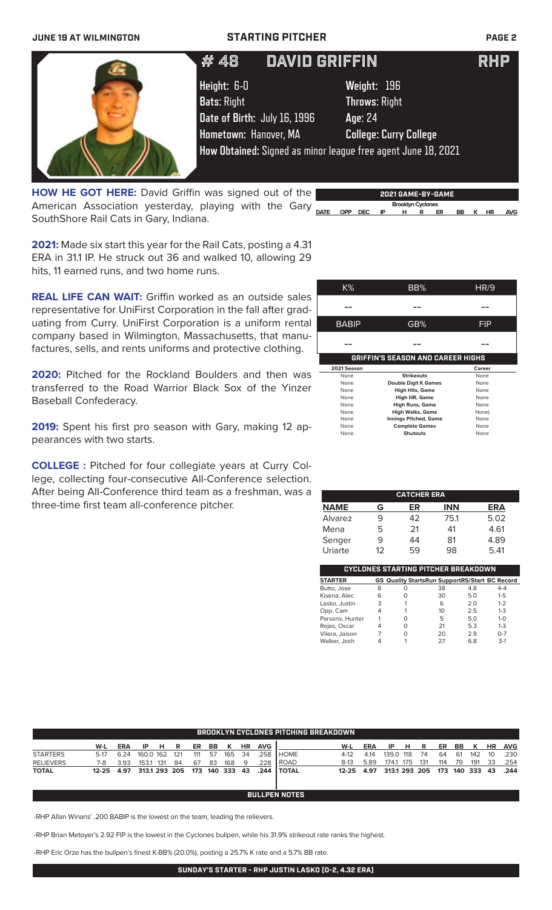# # 48 DAVID GRIFFIN RHP

**Height:** 6-0 **Weight:** 196
**Bats:** Right **Throws:** Right
**Date of Birth:** July 16, 1996 **Age:** 24
**Hometown:** Hanover, MA **College:** Curry College
**How Obtained:** Signed as minor league free agent June 18, 2021

**HOW HE GOT HERE:** David Griffin was signed out of the American Association yesterday, playing with the Gary SouthShore Rail Cats in Gary, Indiana.

**2021:** Made six start this year for the Rail Cats, posting a 4.31 ERA in 31.1 IP. He struck out 36 and walked 10, allowing 29 hits, 11 earned runs, and two home runs.

**REAL LIFE CAN WAIT:** Griffin worked as an outside sales representative for UniFirst Corporation in the fall after graduating from Curry. UniFirst Corporation is a uniform rental company based in Wilmington, Massachusetts, that manufactures, sells, and rents uniforms and protective clothing.

**2020:** Pitched for the Rockland Boulders and then was transferred to the Road Warrior Black Sox of the Yinzer Baseball Confederacy.

**2019:** Spent his first pro season with Gary, making 12 appearances with two starts.

**COLLEGE :** Pitched for four collegiate years at Curry College, collecting four-consecutive All-Conference selection. After being All-Conference third team as a freshman, was a three-time first team all-conference pitcher.

**2021 GAME-BY-GAME**

Brooklyn Cyclones

| DATE | OPP | DEC | IP | H | R | ER | BB | K | HR | AVG |
|---|---|---|---|---|---|---|---|---|---|---|

| K% | BB% | HR/9 |
|---|---|---|
| -- | -- | -- |
| **BABIP** | **GB%** | **FIP** |
| -- | -- | -- |

**GRIFFIN'S SEASON AND CAREER HIGHS**

| 2021 Season | | Career |
|---|---|---|
| None | Strikeouts | None |
| None | Double Digit K Games | None |
| None | High Hits, Game | None |
| None | High HR, Game | None |
| None | High Runs, Game | None |
| None | High Walks, Game | None) |
| None | Innings Pitched, Game | None |
| None | Complete Games | None |
| None | Shutouts | None |

**CATCHER ERA**

| NAME | G | ER | INN | ERA |
|---|---|---|---|---|
| Alvarez | 9 | 42 | 75.1 | 5.02 |
| Mena | 5 | 21 | 41 | 4.61 |
| Senger | 9 | 44 | 81 | 4.89 |
| Uriarte | 12 | 59 | 98 | 5.41 |

**CYCLONES STARTING PITCHER BREAKDOWN**

| STARTER | GS | Quality Starts | Run Support | RS/Start | BC Record |
|---|---|---|---|---|---|
| Butto, Jose | 8 | 0 | 38 | 4.8 | 4-4 |
| Kisena, Alec | 6 | 0 | 30 | 5.0 | 1-5 |
| Lasko, Justin | 3 | 1 | 6 | 2.0 | 1-2 |
| Opp, Cam | 4 | 1 | 10 | 2.5 | 1-3 |
| Parsons, Hunter | 1 | 0 | 5 | 5.0 | 1-0 |
| Rojas, Oscar | 4 | 0 | 21 | 5.3 | 1-3 |
| Vilera, Jaison | 7 | 0 | 20 | 2.9 | 0-7 |
| Walker, Josh | 4 | 1 | 27 | 6.8 | 3-1 |

**BROOKLYN CYCLONES PITCHING BREAKDOWN**

| | W-L | ERA | IP | H | R | ER | BB | K | HR | AVG |
|---|---|---|---|---|---|---|---|---|---|---|
| STARTERS | 5-17 | 6.24 | 160.0 | 162 | 121 | 111 | 57 | 165 | 34 | .258 |
| RELIEVERS | 7-8 | 3.93 | 153.1 | 131 | 84 | 67 | 83 | 168 | 9 | .228 |
| TOTAL | 12-25 | 4.97 | 313.1 | 293 | 205 | 173 | 140 | 333 | 43 | .244 |

| | W-L | ERA | IP | H | R | ER | BB | K | HR | AVG |
|---|---|---|---|---|---|---|---|---|---|---|
| HOME | 4-12 | 4.14 | 139.0 | 118 | 74 | 64 | 61 | 142 | 10 | .230 |
| ROAD | 8-13 | 5.89 | 174.1 | 175 | 131 | 114 | 79 | 191 | 33 | .254 |
| TOTAL | 12-25 | 4.97 | 313.1 | 293 | 205 | 173 | 140 | 333 | 43 | .244 |

**BULLPEN NOTES**

-RHP Allan Winans' .200 BABIP is the lowest on the team, leading the relievers.

-RHP Brian Metoyer's 2.92 FIP is the lowest in the Cyclones bullpen, while his 31.9% strikeout rate ranks the highest.

-RHP Eric Orze has the bullpen's finest K-BB% (20.0%), posting a 25.7% K rate and a 5.7% BB rate.

**SUNDAY'S STARTER - RHP JUSTIN LASKO (0-2, 4.32 ERA)**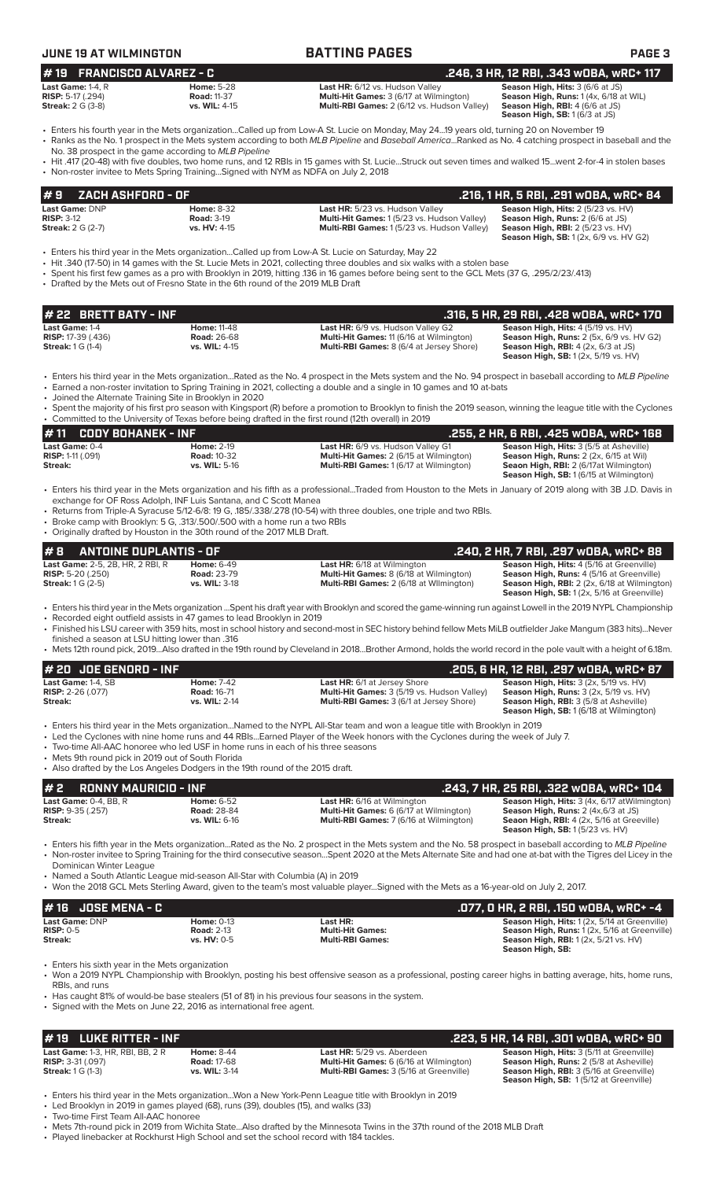**JUNE 19 AT WILMINGTON** | **BATTING PAGES**

## # 19 FRANCISCO ALVAREZ - C — .246, 3 HR, 12 RBI, .343 wOBA, wRC+ 117

| | | | |
|---|---|---|---|
| **Last Game:** 1-4, R | **Home:** 5-28 | **Last HR:** 6/12 vs. Hudson Valley | **Season High, Hits:** 3 (6/6 at JS) |
| **RISP:** 5-17 (.294) | **Road:** 11-37 | **Multi-Hit Games:** 3 (6/17 at Wilmington) | **Season High, Runs:** 1 (4x, 6/18 at WIL) |
| **Streak:** 2 G (3-8) | **vs. WIL:** 4-15 | **Multi-RBI Games:** 2 (6/12 vs. Hudson Valley) | **Season High, RBI:** 4 (6/6 at JS) |
| | | | **Season High, SB:** 1 (6/3 at JS) |

- Enters his fourth year in the Mets organization...Called up from Low-A St. Lucie on Monday, May 24...19 years old, turning 20 on November 19
- Ranks as the No. 1 prospect in the Mets system according to both *MLB Pipeline* and *Baseball America*...Ranked as No. 4 catching prospect in baseball and the No. 38 prospect in the game according to *MLB Pipeline*
- Hit .417 (20-48) with five doubles, two home runs, and 12 RBIs in 15 games with St. Lucie...Struck out seven times and walked 15...went 2-for-4 in stolen bases
- Non-roster invitee to Mets Spring Training...Signed with NYM as NDFA on July 2, 2018

## # 9 ZACH ASHFORD - OF — .216, 1 HR, 5 RBI, .291 wOBA, wRC+ 84

| | | | |
|---|---|---|---|
| **Last Game:** DNP | **Home:** 8-32 | **Last HR:** 5/23 vs. Hudson Valley | **Season High, Hits:** 2 (5/23 vs. HV) |
| **RISP:** 3-12 | **Road:** 3-19 | **Multi-Hit Games:** 1 (5/23 vs. Hudson Valley) | **Season High, Runs:** 2 (6/6 at JS) |
| **Streak:** 2 G (2-7) | **vs. HV:** 4-15 | **Multi-RBI Games:** 1 (5/23 vs. Hudson Valley) | **Season High, RBI:** 2 (5/23 vs. HV) |
| | | | **Season High, SB:** 1 (2x, 6/9 vs. HV G2) |

- Enters his third year in the Mets organization...Called up from Low-A St. Lucie on Saturday, May 22
- Hit .340 (17-50) in 14 games with the St. Lucie Mets in 2021, collecting three doubles and six walks with a stolen base
- Spent his first few games as a pro with Brooklyn in 2019, hitting .136 in 16 games before being sent to the GCL Mets (37 G, .295/2/23/.413)
- Drafted by the Mets out of Fresno State in the 6th round of the 2019 MLB Draft

## # 22 BRETT BATY - INF — .316, 5 HR, 29 RBI, .428 wOBA, wRC+ 170

| | | | |
|---|---|---|---|
| **Last Game:** 1-4 | **Home:** 11-48 | **Last HR:** 6/9 vs. Hudson Valley G2 | **Season High, Hits:** 4 (5/19 vs. HV) |
| **RISP:** 17-39 (.436) | **Road:** 26-68 | **Multi-Hit Games:** 11 (6/16 at Wilmington) | **Season High, Runs:** 2 (5x, 6/9 vs. HV G2) |
| **Streak:** 1 G (1-4) | **vs. WIL:** 4-15 | **Multi-RBI Games:** 8 (6/4 at Jersey Shore) | **Season High, RBI:** 4 (2x, 6/3 at JS) |
| | | | **Season High, SB:** 1 (2x, 5/19 vs. HV) |

- Enters his third year in the Mets organization...Rated as the No. 4 prospect in the Mets system and the No. 94 prospect in baseball according to *MLB Pipeline*
- Earned a non-roster invitation to Spring Training in 2021, collecting a double and a single in 10 games and 10 at-bats
- Joined the Alternate Training Site in Brooklyn in 2020
- Spent the majority of his first pro season with Kingsport (R) before a promotion to Brooklyn to finish the 2019 season, winning the league title with the Cyclones
- Committed to the University of Texas before being drafted in the first round (12th overall) in 2019

## # 11 CODY BOHANEK - INF — .255, 2 HR, 6 RBI, .425 wOBA, wRC+ 168

| | | | |
|---|---|---|---|
| **Last Game:** 0-4 | **Home:** 2-19 | **Last HR:** 6/9 vs. Hudson Valley G1 | **Season High, Hits:** 3 (5/5 at Asheville) |
| **RISP:** 1-11 (.091) | **Road:** 10-32 | **Multi-Hit Games:** 2 (6/15 at Wilmington) | **Season High, Runs:** 2 (2x, 6/15 at Wil) |
| **Streak:** | **vs. WIL:** 5-16 | **Multi-RBI Games:** 1 (6/17 at Wilmington) | **Seaon High, RBI:** 2 (6/17at Wilmington) |
| | | | **Season High, SB:** 1 (6/15 at Wilmington) |

- Enters his third year in the Mets organization and his fifth as a professional...Traded from Houston to the Mets in January of 2019 along with 3B J.D. Davis in exchange for OF Ross Adolph, INF Luis Santana, and C Scott Manea
- Returns from Triple-A Syracuse 5/12-6/8: 19 G, .185/.338/.278 (10-54) with three doubles, one triple and two RBIs.
- Broke camp with Brooklyn: 5 G, .313/.500/.500 with a home run a two RBIs
- Originally drafted by Houston in the 30th round of the 2017 MLB Draft.

## # 8 ANTOINE DUPLANTIS - OF — .240, 2 HR, 7 RBI, .297 wOBA, wRC+ 88

| | | | |
|---|---|---|---|
| **Last Game:** 2-5, 2B, HR, 2 RBI, R | **Home:** 6-49 | **Last HR:** 6/18 at Wilmington | **Season High, Hits:** 4 (5/16 at Greenville) |
| **RISP:** 5-20 (.250) | **Road:** 23-79 | **Multi-Hit Games:** 8 (6/18 at Wilmington) | **Season High, Runs:** 4 (5/16 at Greenville) |
| **Streak:** 1 G (2-5) | **vs. WIL:** 3-18 | **Multi-RBI Games:** 2 (6/18 at Wllmington) | **Season High, RBI:** 2 (2x, 6/18 at Wilmington) |
| | | | **Season High, SB:** 1 (2x, 5/16 at Greenville) |

- Enters his third year in the Mets organization ...Spent his draft year with Brooklyn and scored the game-winning run against Lowell in the 2019 NYPL Championship
- Recorded eight outfield assists in 47 games to lead Brooklyn in 2019
- Finished his LSU career with 359 hits, most in school history and second-most in SEC history behind fellow Mets MiLB outfielder Jake Mangum (383 hits)...Never finished a season at LSU hitting lower than .316
- Mets 12th round pick, 2019...Also drafted in the 19th round by Cleveland in 2018...Brother Armond, holds the world record in the pole vault with a height of 6.18m.

## # 20 JOE GENORD - INF — .205, 6 HR, 12 RBI, .297 wOBA, wRC+ 87

| | | | |
|---|---|---|---|
| **Last Game:** 1-4, SB | **Home:** 7-42 | **Last HR:** 6/1 at Jersey Shore | **Season High, Hits:** 3 (2x, 5/19 vs. HV) |
| **RISP:** 2-26 (.077) | **Road:** 16-71 | **Multi-Hit Games:** 3 (5/19 vs. Hudson Valley) | **Season High, Runs:** 3 (2x, 5/19 vs. HV) |
| **Streak:** | **vs. WIL:** 2-14 | **Multi-RBI Games:** 3 (6/1 at Jersey Shore) | **Season High, RBI:** 3 (5/8 at Asheville) |
| | | | **Season High, SB:** 1 (6/18 at Wilmington) |

- Enters his third year in the Mets organization...Named to the NYPL All-Star team and won a league title with Brooklyn in 2019
- Led the Cyclones with nine home runs and 44 RBIs...Earned Player of the Week honors with the Cyclones during the week of July 7.
- Two-time All-AAC honoree who led USF in home runs in each of his three seasons
- Mets 9th round pick in 2019 out of South Florida
- Also drafted by the Los Angeles Dodgers in the 19th round of the 2015 draft.

## # 2 RONNY MAURICIO - INF — .243, 7 HR, 25 RBI, .322 wOBA, wRC+ 104

| | | | |
|---|---|---|---|
| **Last Game:** 0-4, BB, R | **Home:** 6-52 | **Last HR:** 6/16 at Wilmington | **Season High, Hits:** 3 (4x, 6/17 atWilmington) |
| **RISP:** 9-35 (.257) | **Road:** 28-84 | **Multi-Hit Games:** 6 (6/17 at Wilmington) | **Season High, Runs:** 2 (4x,6/3 at JS) |
| **Streak:** | **vs. WIL:** 6-16 | **Multi-RBI Games:** 7 (6/16 at Wilmington) | **Seaon High, RBI:** 4 (2x, 5/16 at Greeville) |
| | | | **Season High, SB:** 1 (5/23 vs. HV) |

- Enters his fifth year in the Mets organization...Rated as the No. 2 prospect in the Mets system and the No. 58 prospect in baseball according to *MLB Pipeline*
- Non-roster invitee to Spring Training for the third consecutive season...Spent 2020 at the Mets Alternate Site and had one at-bat with the Tigres del Licey in the Dominican Winter League
- Named a South Atlantic League mid-season All-Star with Columbia (A) in 2019
- Won the 2018 GCL Mets Sterling Award, given to the team's most valuable player...Signed with the Mets as a 16-year-old on July 2, 2017.

## # 16 JOSE MENA - C — .077, 0 HR, 2 RBI, .150 wOBA, wRC+ -4

| | | | |
|---|---|---|---|
| **Last Game:** DNP | **Home:** 0-13 | **Last HR:** | **Season High, Hits:** 1 (2x, 5/14 at Greenville) |
| **RISP:** 0-5 | **Road:** 2-13 | **Multi-Hit Games:** | **Season High, Runs:** 1 (2x, 5/16 at Greenville) |
| **Streak:** | **vs. HV:** 0-5 | **Multi-RBI Games:** | **Season High, RBI:** 1 (2x, 5/21 vs. HV) |
| | | | **Season High, SB:** |

- Enters his sixth year in the Mets organization
- Won a 2019 NYPL Championship with Brooklyn, posting his best offensive season as a professional, posting career highs in batting average, hits, home runs, RBIs, and runs
- Has caught 81% of would-be base stealers (51 of 81) in his previous four seasons in the system.
- Signed with the Mets on June 22, 2016 as international free agent.

## # 19 LUKE RITTER - INF — .223, 5 HR, 14 RBI, .301 wOBA, wRC+ 90

| | | | |
|---|---|---|---|
| **Last Game:** 1-3, HR, RBI, BB, 2 R | **Home:** 8-44 | **Last HR:** 5/29 vs. Aberdeen | **Season High, Hits:** 3 (5/11 at Greenville) |
| **RISP:** 3-31 (.097) | **Road:** 17-68 | **Multi-Hit Games:** 6 (6/16 at Wilmington) | **Season High, Runs:** 2 (5/8 at Asheville) |
| **Streak:** 1 G (1-3) | **vs. WIL:** 3-14 | **Multi-RBI Games:** 3 (5/16 at Greenville) | **Season High, RBI:** 3 (5/16 at Greenville) |
| | | | **Season High, SB:** 1 (5/12 at Greenville) |

- Enters his third year in the Mets organization...Won a New York-Penn League title with Brooklyn in 2019
- Led Brooklyn in 2019 in games played (68), runs (39), doubles (15), and walks (33)
- Two-time First Team All-AAC honoree
- Mets 7th-round pick in 2019 from Wichita State...Also drafted by the Minnesota Twins in the 37th round of the 2018 MLB Draft
- Played linebacker at Rockhurst High School and set the school record with 184 tackles.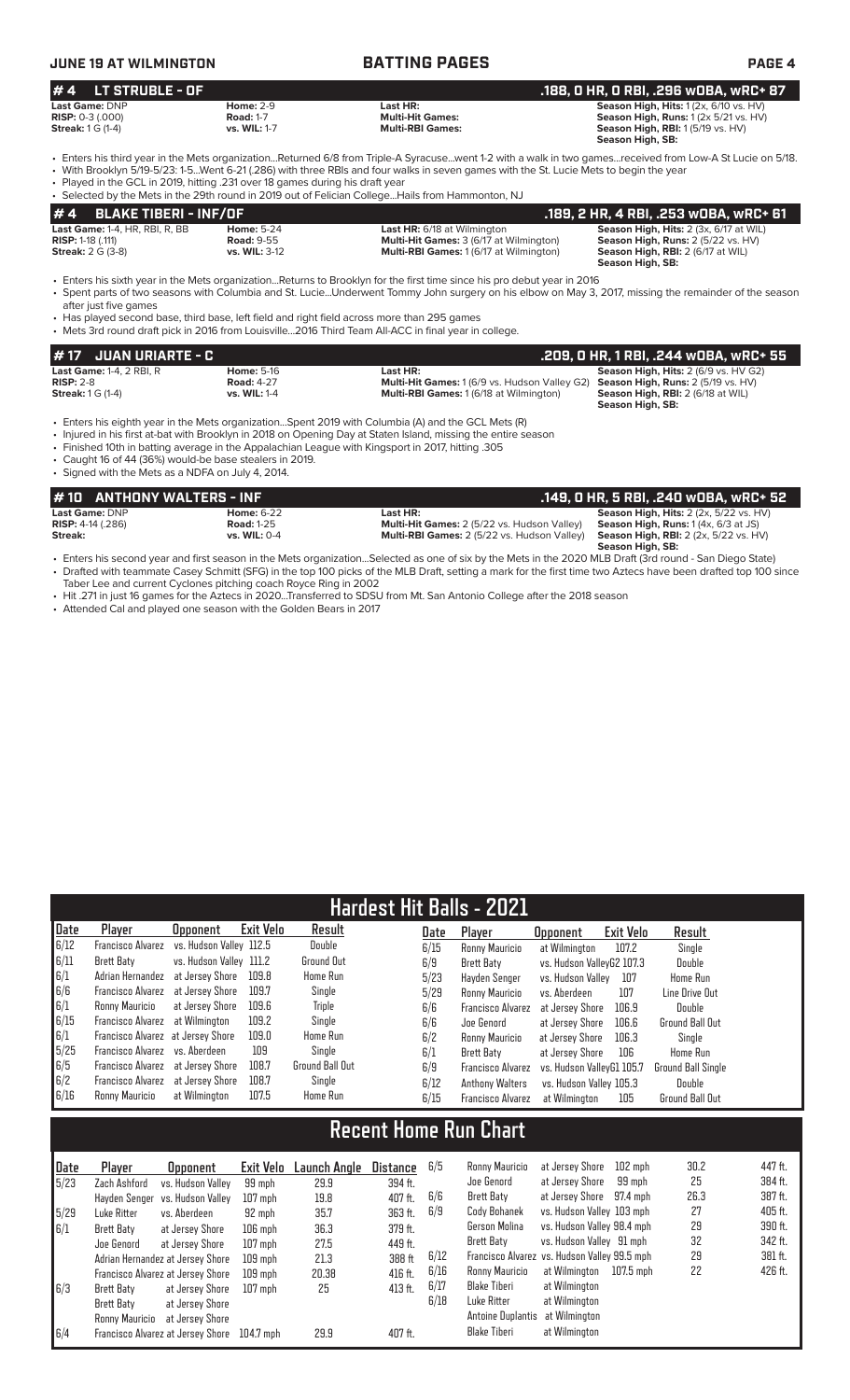## # 4 LT STRUBLE - OF

**.188, 0 HR, 0 RBI, .296 wOBA, wRC+ 87**

| | | | |
|---|---|---|---|
| **Last Game:** DNP | **Home:** 2-9 | **Last HR:** | **Season High, Hits:** 1 (2x, 6/10 vs. HV) |
| **RISP:** 0-3 (.000) | **Road:** 1-7 | **Multi-Hit Games:** | **Season High, Runs:** 1 (2x 5/21 vs. HV) |
| **Streak:** 1 G (1-4) | **vs. WIL:** 1-7 | **Multi-RBI Games:** | **Season High, RBI:** 1 (5/19 vs. HV) |
| | | | **Season High, SB:** |

- Enters his third year in the Mets organization...Returned 6/8 from Triple-A Syracuse...went 1-2 with a walk in two games...received from Low-A St Lucie on 5/18.
- With Brooklyn 5/19-5/23: 1-5...Went 6-21 (.286) with three RBIs and four walks in seven games with the St. Lucie Mets to begin the year
- Played in the GCL in 2019, hitting .231 over 18 games during his draft year
- Selected by the Mets in the 29th round in 2019 out of Felician College...Hails from Hammonton, NJ

## # 4 BLAKE TIBERI - INF/OF

**.189, 2 HR, 4 RBI, .253 wOBA, wRC+ 61**

| | | | |
|---|---|---|---|
| **Last Game:** 1-4, HR, RBI, R, BB | **Home:** 5-24 | **Last HR:** 6/18 at Wilmington | **Season High, Hits:** 2 (3x, 6/17 at WIL) |
| **RISP:** 1-18 (.111) | **Road:** 9-55 | **Multi-Hit Games:** 3 (6/17 at Wilmington) | **Season High, Runs:** 2 (5/22 vs. HV) |
| **Streak:** 2 G (3-8) | **vs. WIL:** 3-12 | **Multi-RBI Games:** 1 (6/17 at Wilmington) | **Season High, RBI:** 2 (6/17 at WIL) |
| | | | **Season High, SB:** |

- Enters his sixth year in the Mets organization...Returns to Brooklyn for the first time since his pro debut year in 2016
- Spent parts of two seasons with Columbia and St. Lucie...Underwent Tommy John surgery on his elbow on May 3, 2017, missing the remainder of the season after just five games
- Has played second base, third base, left field and right field across more than 295 games
- Mets 3rd round draft pick in 2016 from Louisville...2016 Third Team All-ACC in final year in college.

## # 17 JUAN URIARTE - C

**.209, 0 HR, 1 RBI, .244 wOBA, wRC+ 55**

| | | | |
|---|---|---|---|
| **Last Game:** 1-4, 2 RBI, R | **Home:** 5-16 | **Last HR:** | **Season High, Hits:** 2 (6/9 vs. HV G2) |
| **RISP:** 2-8 | **Road:** 4-27 | **Multi-Hit Games:** 1 (6/9 vs. Hudson Valley G2) | **Season High, Runs:** 2 (5/19 vs. HV) |
| **Streak:** 1 G (1-4) | **vs. WIL:** 1-4 | **Multi-RBI Games:** 1 (6/18 at Wilmington) | **Season High, RBI:** 2 (6/18 at WIL) |
| | | | **Season High, SB:** |

- Enters his eighth year in the Mets organization...Spent 2019 with Columbia (A) and the GCL Mets (R)
- Injured in his first at-bat with Brooklyn in 2018 on Opening Day at Staten Island, missing the entire season
- Finished 10th in batting average in the Appalachian League with Kingsport in 2017, hitting .305
- Caught 16 of 44 (36%) would-be base stealers in 2019.
- Signed with the Mets as a NDFA on July 4, 2014.

## # 10 ANTHONY WALTERS - INF

**.149, 0 HR, 5 RBI, .240 wOBA, wRC+ 52**

| | | | |
|---|---|---|---|
| **Last Game:** DNP | **Home:** 6-22 | **Last HR:** | **Season High, Hits:** 2 (2x, 5/22 vs. HV) |
| **RISP:** 4-14 (.286) | **Road:** 1-25 | **Multi-Hit Games:** 2 (5/22 vs. Hudson Valley) | **Season High, Runs:** 1 (4x, 6/3 at JS) |
| **Streak:** | **vs. WIL:** 0-4 | **Multi-RBI Games:** 2 (5/22 vs. Hudson Valley) | **Season High, RBI:** 2 (2x, 5/22 vs. HV) |
| | | | **Season High, SB:** |

- Enters his second year and first season in the Mets organization...Selected as one of six by the Mets in the 2020 MLB Draft (3rd round - San Diego State)
- Drafted with teammate Casey Schmitt (SFG) in the top 100 picks of the MLB Draft, setting a mark for the first time two Aztecs have been drafted top 100 since Taber Lee and current Cyclones pitching coach Royce Ring in 2002
- Hit .271 in just 16 games for the Aztecs in 2020...Transferred to SDSU from Mt. San Antonio College after the 2018 season
- Attended Cal and played one season with the Golden Bears in 2017

## Hardest Hit Balls - 2021

| Date | Player | Opponent | Exit Velo | Result |
|---|---|---|---|---|
| 6/12 | Francisco Alvarez | vs. Hudson Valley | 112.5 | Double |
| 6/11 | Brett Baty | vs. Hudson Valley | 111.2 | Ground Out |
| 6/1 | Adrian Hernandez | at Jersey Shore | 109.8 | Home Run |
| 6/6 | Francisco Alvarez | at Jersey Shore | 109.7 | Single |
| 6/1 | Ronny Mauricio | at Jersey Shore | 109.6 | Triple |
| 6/15 | Francisco Alvarez | at Wilmington | 109.2 | Single |
| 6/1 | Francisco Alvarez | at Jersey Shore | 109.0 | Home Run |
| 5/25 | Francisco Alvarez | vs. Aberdeen | 109 | Single |
| 6/5 | Francisco Alvarez | at Jersey Shore | 108.7 | Ground Ball Out |
| 6/2 | Francisco Alvarez | at Jersey Shore | 108.7 | Single |
| 6/16 | Ronny Mauricio | at Wilmington | 107.5 | Home Run |
| 6/15 | Ronny Mauricio | at Wilmington | 107.2 | Single |
| 6/9 | Brett Baty | vs. Hudson Valley G2 | 107.3 | Double |
| 5/23 | Hayden Senger | vs. Hudson Valley | 107 | Home Run |
| 5/29 | Ronny Mauricio | vs. Aberdeen | 107 | Line Drive Out |
| 6/6 | Francisco Alvarez | at Jersey Shore | 106.9 | Double |
| 6/6 | Joe Genord | at Jersey Shore | 106.6 | Ground Ball Out |
| 6/2 | Ronny Mauricio | at Jersey Shore | 106.3 | Single |
| 6/1 | Brett Baty | at Jersey Shore | 106 | Home Run |
| 6/9 | Francisco Alvarez | vs. Hudson Valley G1 | 105.7 | Ground Ball Single |
| 6/12 | Anthony Walters | vs. Hudson Valley | 105.3 | Double |
| 6/15 | Francisco Alvarez | at Wilmington | 105 | Ground Ball Out |

## Recent Home Run Chart

| Date | Player | Opponent | Exit Velo | Launch Angle | Distance |
|---|---|---|---|---|---|
| 5/23 | Zach Ashford | vs. Hudson Valley | 99 mph | 29.9 | 394 ft. |
| | Hayden Senger | vs. Hudson Valley | 107 mph | 19.8 | 407 ft. |
| 5/29 | Luke Ritter | vs. Aberdeen | 92 mph | 35.7 | 363 ft. |
| 6/1 | Brett Baty | at Jersey Shore | 106 mph | 36.3 | 379 ft. |
| | Joe Genord | at Jersey Shore | 107 mph | 27.5 | 449 ft. |
| | Adrian Hernandez | at Jersey Shore | 109 mph | 21.3 | 388 ft. |
| | Francisco Alvarez | at Jersey Shore | 109 mph | 20.38 | 416 ft. |
| 6/3 | Brett Baty | at Jersey Shore | 107 mph | 25 | 413 ft. |
| | Brett Baty | at Jersey Shore | | | |
| | Ronny Mauricio | at Jersey Shore | | | |
| 6/4 | Francisco Alvarez | at Jersey Shore | 104.7 mph | 29.9 | 407 ft. |
| 6/5 | Ronny Mauricio | at Jersey Shore | 102 mph | 30.2 | 447 ft. |
| | Joe Genord | at Jersey Shore | 99 mph | 25 | 384 ft. |
| 6/6 | Brett Baty | at Jersey Shore | 97.4 mph | 26.3 | 387 ft. |
| 6/9 | Cody Bohanek | vs. Hudson Valley | 103 mph | 27 | 405 ft. |
| | Gerson Molina | vs. Hudson Valley | 98.4 mph | 29 | 390 ft. |
| | Brett Baty | vs. Hudson Valley | 91 mph | 32 | 342 ft. |
| 6/12 | Francisco Alvarez | vs. Hudson Valley | 99.5 mph | 29 | 381 ft. |
| 6/16 | Ronny Mauricio | at Wilmington | 107.5 mph | 22 | 426 ft. |
| 6/17 | Blake Tiberi | at Wilmington | | | |
| 6/18 | Luke Ritter | at Wilmington | | | |
| | Antoine Duplantis | at Wilmington | | | |
| | Blake Tiberi | at Wilmington | | | |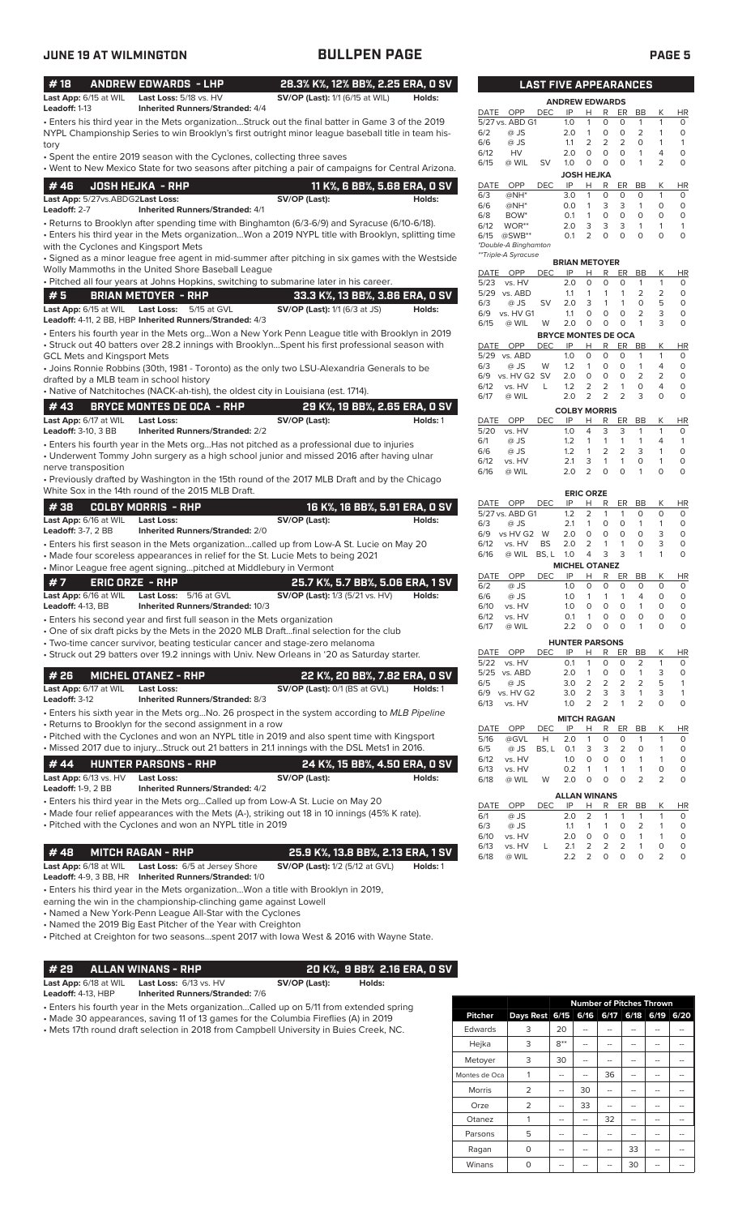# BULLPEN PAGE

## #18 ANDREW EDWARDS - LHP — 28.3% K%, 12% BB%, 2.25 ERA, 0 SV

**Last App:** 6/15 at WIL **Last Loss:** 5/18 vs. HV **SV/OP (Last):** 1/1 (6/15 at WIL) **Holds:**
**Leadoff:** 1-13 **Inherited Runners/Stranded:** 4/4

- Enters his third year in the Mets organization...Struck out the final batter in Game 3 of the 2019 NYPL Championship Series to win Brooklyn's first outright minor league baseball title in team history
- Spent the entire 2019 season with the Cyclones, collecting three saves
- Went to New Mexico State for two seasons after pitching a pair of campaigns for Central Arizona.

## #46 JOSH HEJKA - RHP — 11 K%, 6 BB%, 5.68 ERA, 0 SV

**Last App:** 5/27vs.ABDG2 **Last Loss:** **SV/OP (Last):** **Holds:**
**Leadoff:** 2-7 **Inherited Runners/Stranded:** 4/1

- Returns to Brooklyn after spending time with Binghamton (6/3-6/9) and Syracuse (6/10-6/18).
- Enters his third year in the Mets organization...Won a 2019 NYPL title with Brooklyn, splitting time with the Cyclones and Kingsport Mets
- Signed as a minor league free agent in mid-summer after pitching in six games with the Westside Wolly Mammoths in the United Shore Baseball League
- Pitched all four years at Johns Hopkins, switching to submarine later in his career.

## #5 BRIAN METOYER - RHP — 33.3 K%, 13 BB%, 3.86 ERA, 0 SV

**Last App:** 6/15 at WIL **Last Loss:** 5/15 at GVL **SV/OP (Last):** 1/1 (6/3 at JS) **Holds:**
**Leadoff:** 4-11, 2 BB, HBP **Inherited Runners/Stranded:** 4/3

- Enters his fourth year in the Mets org...Won a New York Penn League title with Brooklyn in 2019
- Struck out 40 batters over 28.2 innings with Brooklyn...Spent his first professional season with GCL Mets and Kingsport Mets
- Joins Ronnie Robbins (30th, 1981 - Toronto) as the only two LSU-Alexandria Generals to be drafted by a MLB team in school history
- Native of Natchitoches (NACK-ah-tish), the oldest city in Louisiana (est. 1714).

## #43 BRYCE MONTES DE OCA - RHP — 29 K%, 19 BB%, 2.65 ERA, 0 SV

**Last App:** 6/17 at WIL **Last Loss:** **SV/OP (Last):** **Holds:** 1
**Leadoff:** 3-10, 3 BB **Inherited Runners/Stranded:** 2/2

- Enters his fourth year in the Mets org...Has not pitched as a professional due to injuries
- Underwent Tommy John surgery as a high school junior and missed 2016 after having ulnar nerve transposition
- Previously drafted by Washington in the 15th round of the 2017 MLB Draft and by the Chicago White Sox in the 14th round of the 2015 MLB Draft.

## #38 COLBY MORRIS - RHP — 16 K%, 16 BB%, 5.91 ERA, 0 SV

**Last App:** 6/16 at WIL **Last Loss:** **SV/OP (Last):** **Holds:**
**Leadoff:** 3-7, 2 BB **Inherited Runners/Stranded:** 2/0

- Enters his first season in the Mets organization...called up from Low-A St. Lucie on May 20
- Made four scoreless appearances in relief for the St. Lucie Mets to being 2021
- Minor League free agent signing...pitched at Middlebury in Vermont

## #7 ERIC ORZE - RHP — 25.7 K%, 5.7 BB%, 5.06 ERA, 1 SV

**Last App:** 6/16 at WIL **Last Loss:** 5/16 at GVL **SV/OP (Last):** 1/3 (5/21 vs. HV) **Holds:**
**Leadoff:** 4-13, BB **Inherited Runners/Stranded:** 10/3

- Enters his second year and first full season in the Mets organization
- One of six draft picks by the Mets in the 2020 MLB Draft...final selection for the club
- Two-time cancer survivor, beating testicular cancer and stage-zero melanoma
- Struck out 29 batters over 19.2 innings with Univ. New Orleans in '20 as Saturday starter.

## #26 MICHEL OTANEZ - RHP — 22 K%, 20 BB%, 7.82 ERA, 0 SV

**Last App:** 6/17 at WIL **Last Loss:** **SV/OP (Last):** 0/1 (BS at GVL) **Holds:** 1
**Leadoff:** 3-12 **Inherited Runners/Stranded:** 8/3

- Enters his sixth year in the Mets org...No. 26 prospect in the system according to *MLB Pipeline*
- Returns to Brooklyn for the second assignment in a row
- Pitched with the Cyclones and won an NYPL title in 2019 and also spent time with Kingsport
- Missed 2017 due to injury...Struck out 21 batters in 21.1 innings with the DSL Mets1 in 2016.

## #44 HUNTER PARSONS - RHP — 24 K%, 15 BB%, 4.50 ERA, 0 SV

**Last App:** 6/13 vs. HV **Last Loss:** **SV/OP (Last):** **Holds:**
**Leadoff:** 1-9, 2 BB **Inherited Runners/Stranded:** 4/2

- Enters his third year in the Mets org...Called up from Low-A St. Lucie on May 20
- Made four relief appearances with the Mets (A-), striking out 18 in 10 innings (45% K rate).
- Pitched with the Cyclones and won an NYPL title in 2019

## #48 MITCH RAGAN - RHP — 25.9 K%, 13.8 BB%, 2.13 ERA, 1 SV

**Last App:** 6/18 at WIL **Last Loss:** 6/5 at Jersey Shore **SV/OP (Last):** 1/2 (5/12 at GVL) **Holds:** 1
**Leadoff:** 4-9, 3 BB, HR **Inherited Runners/Stranded:** 1/0

- Enters his third year in the Mets organization...Won a title with Brooklyn in 2019, earning the win in the championship-clinching game against Lowell
- Named a New York-Penn League All-Star with the Cyclones
- Named the 2019 Big East Pitcher of the Year with Creighton
- Pitched at Creighton for two seasons...spent 2017 with Iowa West & 2016 with Wayne State.

## #29 ALLAN WINANS - RHP — 20 K%, 9 BB% 2.16 ERA, 0 SV

**Last App:** 6/18 at WIL **Last Loss:** 6/13 vs. HV **SV/OP (Last):** **Holds:**
**Leadoff:** 4-13, HBP **Inherited Runners/Stranded:** 7/6

- Enters his fourth year in the Mets organization...Called up on 5/11 from extended spring
- Made 30 appearances, saving 11 of 13 games for the Columbia Fireflies (A) in 2019
- Mets 17th round draft selection in 2018 from Campbell University in Buies Creek, NC.

## LAST FIVE APPEARANCES

### ANDREW EDWARDS

| DATE | OPP | DEC | IP | H | R | ER | BB | K | HR |
|---|---|---|---|---|---|---|---|---|---|
| 5/27 | vs. ABD G1 | | 1.0 | 1 | 0 | 0 | 1 | 1 | 0 |
| 6/2 | @ JS | | 2.0 | 1 | 0 | 0 | 2 | 1 | 0 |
| 6/6 | @ JS | | 1.1 | 2 | 2 | 2 | 0 | 1 | 1 |
| 6/12 | HV | | 2.0 | 0 | 0 | 0 | 1 | 4 | 0 |
| 6/15 | @ WIL | SV | 1.0 | 0 | 0 | 0 | 1 | 2 | 0 |

### JOSH HEJKA

| DATE | OPP | DEC | IP | H | R | ER | BB | K | HR |
|---|---|---|---|---|---|---|---|---|---|
| 6/3 | @NH* | | 3.0 | 1 | 0 | 0 | 0 | 1 | 0 |
| 6/6 | @NH* | | 0.0 | 1 | 3 | 3 | 1 | 0 | 0 |
| 6/8 | BOW* | | 0.1 | 1 | 0 | 0 | 0 | 0 | 0 |
| 6/12 | WOR** | | 2.0 | 3 | 3 | 3 | 1 | 1 | 1 |
| 6/15 | @SWB** | | 0.1 | 2 | 0 | 0 | 0 | 0 | 0 |

*Double-A Binghamton
**Triple-A Syracuse

### BRIAN METOYER

| DATE | OPP | DEC | IP | H | R | ER | BB | K | HR |
|---|---|---|---|---|---|---|---|---|---|
| 5/23 | vs. HV | | 2.0 | 0 | 0 | 0 | 1 | 1 | 0 |
| 5/29 | vs. ABD | | 1.1 | 1 | 1 | 1 | 2 | 2 | 0 |
| 6/3 | @ JS | SV | 2.0 | 3 | 1 | 1 | 0 | 5 | 0 |
| 6/9 | vs. HV G1 | | 1.1 | 0 | 0 | 0 | 2 | 3 | 0 |
| 6/15 | @ WIL | W | 2.0 | 0 | 0 | 0 | 1 | 3 | 0 |

### BRYCE MONTES DE OCA

| DATE | OPP | DEC | IP | H | R | ER | BB | K | HR |
|---|---|---|---|---|---|---|---|---|---|
| 5/29 | vs. ABD | | 1.0 | 0 | 0 | 0 | 1 | 1 | 0 |
| 6/3 | @ JS | W | 1.2 | 1 | 0 | 0 | 1 | 4 | 0 |
| 6/9 | vs. HV G2 | SV | 2.0 | 0 | 0 | 0 | 2 | 2 | 0 |
| 6/12 | vs. HV | L | 1.2 | 2 | 2 | 1 | 0 | 4 | 0 |
| 6/17 | @ WIL | | 2.0 | 2 | 2 | 2 | 3 | 0 | 0 |

### COLBY MORRIS

| DATE | OPP | DEC | IP | H | R | ER | BB | K | HR |
|---|---|---|---|---|---|---|---|---|---|
| 5/20 | vs. HV | | 1.0 | 4 | 3 | 3 | 1 | 1 | 0 |
| 6/1 | @ JS | | 1.2 | 1 | 1 | 1 | 1 | 4 | 1 |
| 6/6 | @ JS | | 1.2 | 1 | 2 | 2 | 3 | 1 | 0 |
| 6/12 | vs. HV | | 2.1 | 3 | 1 | 1 | 0 | 1 | 0 |
| 6/16 | @ WIL | | 2.0 | 2 | 0 | 0 | 1 | 0 | 0 |

### ERIC ORZE

| DATE | OPP | DEC | IP | H | R | ER | BB | K | HR |
|---|---|---|---|---|---|---|---|---|---|
| 5/27 | vs. ABD G1 | | 1.2 | 2 | 1 | 1 | 0 | 0 | 0 |
| 6/3 | @ JS | | 2.1 | 1 | 0 | 0 | 1 | 1 | 0 |
| 6/9 | vs HV G2 | W | 2.0 | 0 | 0 | 0 | 0 | 3 | 0 |
| 6/12 | vs. HV | BS | 2.0 | 2 | 1 | 1 | 0 | 3 | 0 |
| 6/16 | @ WIL | BS, L | 1.0 | 4 | 3 | 3 | 1 | 1 | 0 |

### MICHEL OTANEZ

| DATE | OPP | DEC | IP | H | R | ER | BB | K | HR |
|---|---|---|---|---|---|---|---|---|---|
| 6/2 | @ JS | | 1.0 | 0 | 0 | 0 | 0 | 0 | 0 |
| 6/6 | @ JS | | 1.0 | 1 | 1 | 1 | 4 | 0 | 0 |
| 6/10 | vs. HV | | 1.0 | 0 | 0 | 0 | 1 | 0 | 0 |
| 6/12 | vs. HV | | 0.1 | 1 | 0 | 0 | 0 | 0 | 0 |
| 6/17 | @ WIL | | 2.2 | 0 | 0 | 0 | 1 | 0 | 0 |

### HUNTER PARSONS

| DATE | OPP | DEC | IP | H | R | ER | BB | K | HR |
|---|---|---|---|---|---|---|---|---|---|
| 5/22 | vs. HV | | 0.1 | 1 | 0 | 0 | 2 | 1 | 0 |
| 5/25 | vs. ABD | | 2.0 | 1 | 0 | 0 | 1 | 3 | 0 |
| 6/5 | @ JS | | 3.0 | 2 | 2 | 2 | 2 | 5 | 1 |
| 6/9 | vs. HV G2 | | 3.0 | 2 | 3 | 3 | 1 | 3 | 1 |
| 6/13 | vs. HV | | 1.0 | 2 | 2 | 1 | 2 | 0 | 0 |

### MITCH RAGAN

| DATE | OPP | DEC | IP | H | R | ER | BB | K | HR |
|---|---|---|---|---|---|---|---|---|---|
| 5/16 | @GVL | H | 2.0 | 1 | 0 | 0 | 1 | 1 | 0 |
| 6/5 | @ JS | BS, L | 0.1 | 3 | 3 | 2 | 0 | 1 | 0 |
| 6/12 | vs. HV | | 1.0 | 0 | 0 | 0 | 1 | 1 | 0 |
| 6/13 | vs. HV | | 0.2 | 1 | 1 | 1 | 1 | 0 | 0 |
| 6/18 | @ WIL | W | 2.0 | 0 | 0 | 0 | 2 | 2 | 0 |

### ALLAN WINANS

| DATE | OPP | DEC | IP | H | R | ER | BB | K | HR |
|---|---|---|---|---|---|---|---|---|---|
| 6/1 | @ JS | | 2.0 | 2 | 1 | 1 | 1 | 1 | 0 |
| 6/3 | @ JS | | 1.1 | 1 | 1 | 0 | 2 | 1 | 0 |
| 6/10 | vs. HV | | 2.0 | 0 | 0 | 0 | 1 | 1 | 0 |
| 6/13 | vs. HV | L | 2.1 | 2 | 2 | 2 | 1 | 0 | 0 |
| 6/18 | @ WIL | | 2.2 | 2 | 0 | 0 | 0 | 2 | 0 |

## Number of Pitches Thrown

| Pitcher | Days Rest | 6/15 | 6/16 | 6/17 | 6/18 | 6/19 | 6/20 |
|---|---|---|---|---|---|---|---|
| Edwards | 3 | 20 | -- | -- | -- | -- | -- |
| Hejka | 3 | 8** | -- | -- | -- | -- | -- |
| Metoyer | 3 | 30 | -- | -- | -- | -- | -- |
| Montes de Oca | 1 | -- | -- | 36 | -- | -- | -- |
| Morris | 2 | -- | 30 | -- | -- | -- | -- |
| Orze | 2 | -- | 33 | -- | -- | -- | -- |
| Otanez | 1 | -- | -- | 32 | -- | -- | -- |
| Parsons | 5 | -- | -- | -- | -- | -- | -- |
| Ragan | 0 | -- | -- | -- | 33 | -- | -- |
| Winans | 0 | -- | -- | -- | 30 | -- | -- |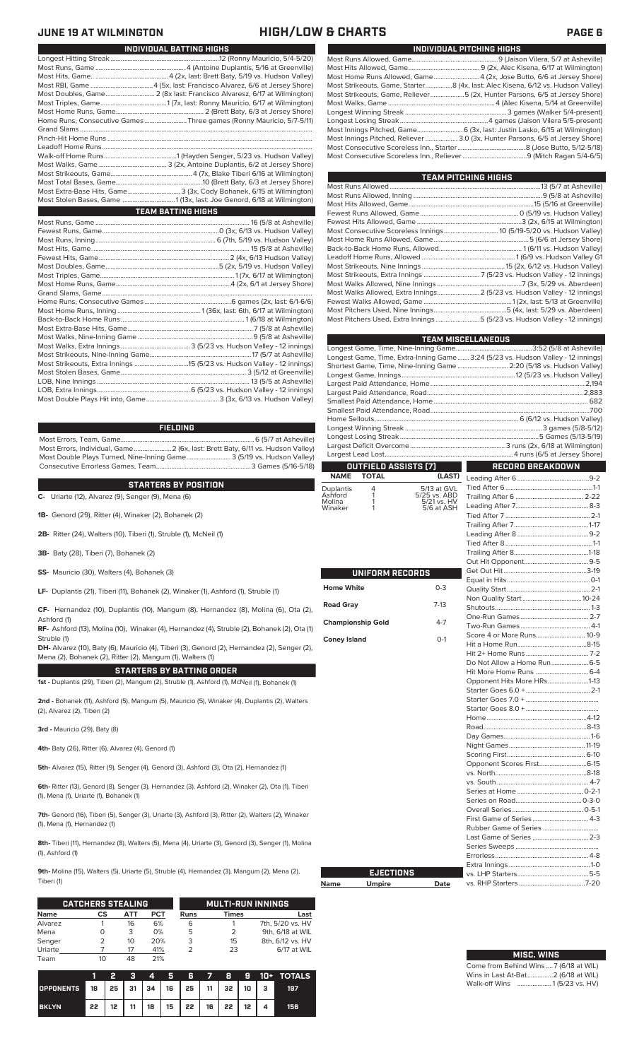# JUNE 19 AT WILMINGTON — HIGH/LOW & CHARTS

## INDIVIDUAL BATTING HIGHS

| | |
|---|---|
| Longest Hitting Streak | 12 (Ronny Mauricio, 5/4-5/20) |
| Most Runs, Game | 4 (Antoine Duplantis, 5/16 at Greenville) |
| Most Hits, Game | 4 (2x, last: Brett Baty, 5/19 vs. Hudson Valley) |
| Most RBI, Game | 4 (5x, last: Francisco Alvarez, 6/6 at Jersey Shore) |
| Most Doubles, Game | 2 (8x last: Francisco Alvarez, 6/17 at Wilmington) |
| Most Triples, Game | 1 (7x, last: Ronny Mauricio, 6/17 at Wilmington) |
| Most Home Runs, Game | 2 (Brett Baty, 6/3 at Jersey Shore) |
| Home Runs, Consecutive Games | Three games (Ronny Mauricio, 5/7-5/11) |
| Grand Slams | |
| Pinch-Hit Home Runs | |
| Leadoff Home Runs | |
| Walk-off Home Runs | 1 (Hayden Senger, 5/23 vs. Hudson Valley) |
| Most Walks, Game | 3 (2x, Antoine Duplantis, 6/2 at Jersey Shore) |
| Most Strikeouts, Game | 4 (7x, Blake Tiberi 6/16 at Wilmington) |
| Most Total Bases, Game | 10 (Brett Baty, 6/3 at Jersey Shore) |
| Most Extra-Base Hits, Game | 3 (3x, Cody Bohanek, 6/15 at Wilmington) |
| Most Stolen Bases, Game | 1 (13x, last: Joe Genord, 6/18 at Wilmington) |

## TEAM BATTING HIGHS

| | |
|---|---|
| Most Runs, Game | 16 (5/8 at Asheville) |
| Fewest Runs, Game | 0 (3x, 6/13 vs. Hudson Valley) |
| Most Runs, Inning | 6 (7th, 5/19 vs. Hudson Valley) |
| Most Hits, Game | 15 (5/8 at Asheville) |
| Fewest Hits, Game | 2 (4x, 6/13 vs. Hudson Valley) |
| Most Doubles, Game | 5 (2x, 5/19 vs. Hudson Valley) |
| Most Triples, Game | 1 (7x, 6/17 at Wilmington) |
| Most Home Runs, Game | 4 (2x, 6/1 at Jersey Shore) |
| Grand Slams, Game | |
| Home Runs, Consecutive Games | 6 games (2x, last: 6/1-6/6) |
| Most Home Runs, Inning | 1 (36x, last: 6th, 6/17 at Wilmington) |
| Back-to-Back Home Runs | 1 (6/18 at Wilmington) |
| Most Extra-Base Hits, Game | 7 (5/8 at Asheville) |
| Most Walks, Nine-Inning Game | 9 (5/8 at Asheville) |
| Most Walks, Extra Innings | 3 (5/23 vs. Hudson Valley - 12 innings) |
| Most Strikeouts, Nine-Inning Game | 17 (5/7 at Asheville) |
| Most Strikeouts, Extra Innings | 15 (5/23 vs. Hudson Valley - 12 innings) |
| Most Stolen Bases, Game | 3 (5/12 at Greenville) |
| LOB, Nine Innings | 13 (5/5 at Asheville) |
| LOB, Extra Innings | 6 (5/23 vs. Hudson Valley - 12 innings) |
| Most Double Plays Hit into, Game | 3 (3x, 6/13 vs. Hudson Valley) |

## FIELDING

| | |
|---|---|
| Most Errors, Team, Game | 6 (5/7 at Asheville) |
| Most Errors, Individual, Game | 2 (6x, last: Brett Baty, 6/11 vs. Hudson Valley) |
| Most Double Plays Turned, Nine-Inning Game | 3 (5/19 vs. Hudson Valley) |
| Consecutive Errorless Games, Team | 3 Games (5/16-5/18) |

## STARTERS BY POSITION

**C-** Uriarte (12), Alvarez (9), Senger (9), Mena (6)

**1B-** Genord (29), Ritter (4), Winaker (2), Bohanek (2)

**2B-** Ritter (24), Walters (10), Tiberi (1), Struble (1), McNeil (1)

**3B-** Baty (28), Tiberi (7), Bohanek (2)

**SS-** Mauricio (30), Walters (4), Bohanek (3)

**LF-** Duplantis (21), Tiberi (11), Bohanek (2), Winaker (1), Ashford (1), Struble (1)

**CF-** Hernandez (10), Duplantis (10), Mangum (8), Hernandez (8), Molina (6), Ota (2), Ashford (1)

**RF-** Ashford (13), Molina (10), Winaker (4), Hernandez (4), Struble (2), Bohanek (2), Ota (1) Struble (1)

**DH-** Alvarez (10), Baty (6), Mauricio (4), Tiberi (3), Genord (2), Hernandez (2), Senger (2), Mena (2), Bohanek (2), Ritter (2), Mangum (1), Walters (1)

## STARTERS BY BATTING ORDER

**1st -** Duplantis (29), Tiberi (2), Mangum (2), Struble (1), Ashford (1), McNeil (1), Bohanek (1)

**2nd -** Bohanek (11), Ashford (5), Mangum (5), Mauricio (5), Winaker (4), Duplantis (2), Walters (2), Alvarez (2), Tiberi (2)

**3rd -** Mauricio (29), Baty (8)

**4th-** Baty (26), Ritter (6), Alvarez (4), Genord (1)

**5th-** Alvarez (15), Ritter (9), Senger (4), Genord (3), Ashford (3), Ota (2), Hernandez (1)

**6th-** Ritter (13), Genord (8), Senger (3), Hernandez (3), Ashford (3), Winaker (2), Ota (1), Tiberi (1), Mena (1), Uriarte (1), Bohanek (1)

**7th-** Genord (16), Tiberi (5), Senger (3), Uriarte (3), Ashford (3), Ritter (2), Walters (2), Winaker (1), Mena (1), Hernandez (1)

**8th-** Tiberi (11), Hernandez (8), Walters (5), Mena (4), Uriarte (3), Genord (3), Senger (1), Molina (1), Ashford (1)

**9th-** Molina (15), Walters (5), Uriarte (5), Struble (4), Hernandez (3), Mangum (2), Mena (2), Tiberi (1)

## CATCHERS STEALING

| Name | CS | ATT | PCT |
|---|---|---|---|
| Alvarez | 1 | 16 | 6% |
| Mena | 0 | 3 | 0% |
| Senger | 2 | 10 | 20% |
| Uriarte | 7 | 17 | 41% |
| Team | 10 | 48 | 21% |

## MULTI-RUN INNINGS

| Runs | Times | Last |
|---|---|---|
| 6 | 1 | 7th, 5/20 vs. HV |
| 5 | 2 | 9th, 6/18 at WIL |
| 3 | 15 | 8th, 6/12 vs. HV |
| 2 | 23 | 6/17 at WIL |

| | 1 | 2 | 3 | 4 | 5 | 6 | 7 | 8 | 9 | 10+ | TOTALS |
|---|---|---|---|---|---|---|---|---|---|---|---|
| OPPONENTS | 18 | 25 | 31 | 34 | 16 | 25 | 11 | 32 | 10 | 3 | 197 |
| BKLYN | 22 | 12 | 11 | 18 | 15 | 22 | 16 | 22 | 12 | 4 | 156 |

## INDIVIDUAL PITCHING HIGHS

| | |
|---|---|
| Most Runs Allowed, Game | 9 (Jaison Vilera, 5/7 at Asheville) |
| Most Hits Allowed, Game | 9 (2x, Alec Kisena, 6/17 at Wilmington) |
| Most Home Runs Allowed, Game | 4 (2x, Jose Butto, 6/6 at Jersey Shore) |
| Most Strikeouts, Game, Starter | 8 (4x, last: Alec Kisena, 6/12 vs. Hudson Valley) |
| Most Strikeouts, Game, Reliever | 5 (2x, Hunter Parsons, 6/5 at Jersey Shore) |
| Most Walks, Game | 4 (Alec Kisena, 5/14 at Greenville) |
| Longest Winning Streak | 3 games (Walker 5/4-present) |
| Longest Losing Streak | 4 games (Jaison Vilera 5/5-present) |
| Most Innings Pitched, Game | 6 (3x, last: Justin Lasko, 6/15 at Wilmington) |
| Most Innings Pitched, Reliever | 3.0 (3x, Hunter Parsons, 6/5 at Jersey Shore) |
| Most Consecutive Scoreless Inn., Starter | 8 (Jose Butto, 5/12-5/18) |
| Most Consecutive Scoreless Inn., Reliever | 9 (Mitch Ragan 5/4-6/5) |

## TEAM PITCHING HIGHS

| | |
|---|---|
| Most Runs Allowed | 13 (5/7 at Asheville) |
| Most Runs Allowed, Inning | 9 (5/8 at Asheville) |
| Most Hits Allowed, Game | 15 (5/16 at Greenville) |
| Fewest Runs Allowed, Game | 0 (5/19 vs. Hudson Valley) |
| Fewest Hits Allowed, Game | 3 (2x, 6/15 at Wilmington) |
| Most Consecutive Scoreless Innings | 10 (5/19-5/20 vs. Hudson Valley) |
| Most Home Runs Allowed, Game | 5 (6/6 at Jersey Shore) |
| Back-to-Back Home Runs, Allowed | 1 (6/11 vs. Hudson Valley) |
| Leadoff Home Runs, Allowed | 1 (6/9 vs. Hudson Valley G1 |
| Most Strikeouts, Nine Innings | 15 (2x, 6/12 vs. Hudson Valley) |
| Most Strikeouts, Extra Innings | 7 (5/23 vs. Hudson Valley - 12 innings) |
| Most Walks Allowed, Nine Innings | 7 (3x, 5/29 vs. Aberdeen) |
| Most Walks Allowed, Extra Innings | 2 (5/23 vs. Hudson Valley - 12 innings) |
| Fewest Walks Allowed, Game | 1 (2x, last: 5/13 at Greenville) |
| Most Pitchers Used, Nine Innings | 5 (4x, last: 5/29 vs. Aberdeen) |
| Most Pitchers Used, Extra Innings | 5 (5/23 vs. Hudson Valley - 12 innings) |

## TEAM MISCELLANEOUS

| | |
|---|---|
| Longest Game, Time, Nine-Inning Game | 3:52 (5/8 at Asheville) |
| Longest Game, Time, Extra-Inning Game | 3:24 (5/23 vs. Hudson Valley - 12 innings) |
| Shortest Game, Time, Nine-Inning Game | 2:20 (5/18 vs. Hudson Valley) |
| Longest Game, Innings | 12 (5/23 vs. Hudson Valley) |
| Largest Paid Attendance, Home | 2,194 |
| Largest Paid Attendance, Road | 2,883 |
| Smallest Paid Attendance, Home | 682 |
| Smallest Paid Attendance, Road | 700 |
| Home Sellouts | 6 (6/12 vs. Hudson Valley) |
| Longest Winning Streak | 3 games (5/8-5/12) |
| Longest Losing Streak | 5 Games (5/13-5/19) |
| Largest Deficit Overcome | 3 runs (2x, 6/18 at Wilmington) |
| Largest Lead Lost | 4 runs (6/5 at Jersey Shore) |

## OUTFIELD ASSISTS (7)

| NAME | TOTAL | (LAST) |
|---|---|---|
| Duplantis | 4 | 5/13 at GVL |
| Ashford | 1 | 5/25 vs. ABD |
| Molina | 1 | 5/21 vs. HV |
| Winaker | 1 | 5/6 at ASH |

## UNIFORM RECORDS

| | |
|---|---|
| Home White | 0-3 |
| Road Gray | 7-13 |
| Championship Gold | 4-7 |
| Coney Island | 0-1 |

## EJECTIONS

| Name | Umpire | Date |
|---|---|---|

## RECORD BREAKDOWN

| | |
|---|---|
| Leading After 6 | 9-2 |
| Tied After 6 | 1-1 |
| Trailing After 6 | 2-22 |
| Leading After 7 | 8-3 |
| Tied After 7 | 2-1 |
| Trailing After 7 | 1-17 |
| Leading After 8 | 9-2 |
| Tied After 8 | 1-1 |
| Trailing After 8 | 1-18 |
| Out Hit Opponent | 9-5 |
| Get Out Hit | 3-19 |
| Equal in Hits | 0-1 |
| Quality Start | 2-1 |
| Non Quality Start | 10-24 |
| Shutouts | 1-3 |
| One-Run Games | 2-7 |
| Two-Run Games | 4-1 |
| Score 4 or More Runs | 10-9 |
| Hit a Home Run | 8-15 |
| Hit 2+ Home Runs | 7-2 |
| Do Not Allow a Home Run | 6-5 |
| Hit More Home Runs | 6-4 |
| Opponent Hits More HRs | 1-13 |
| Starter Goes 6.0 + | 2-1 |
| Starter Goes 7.0 + | |
| Starter Goes 8.0 + | |
| Home | 4-12 |
| Road | 8-13 |
| Day Games | 1-6 |
| Night Games | 11-19 |
| Scoring First | 6-10 |
| Opponent Scores First | 6-15 |
| vs. North | 8-18 |
| vs. South | 4-7 |
| Series at Home | 0-2-1 |
| Series on Road | 0-3-0 |
| Overall Series | 0-5-1 |
| First Game of Series | 4-3 |
| Rubber Game of Series | |
| Last Game of Series | 2-3 |
| Series Sweeps | |
| Errorless | 4-8 |
| Extra Innings | 1-0 |
| vs. LHP Starters | 5-5 |
| vs. RHP Starters | 7-20 |

## MISC. WINS

| | |
|---|---|
| Come from Behind Wins | 7 (6/18 at WIL) |
| Wins in Last At-Bat | 2 (6/18 at WIL) |
| Walk-off Wins | 1 (5/23 vs. HV) |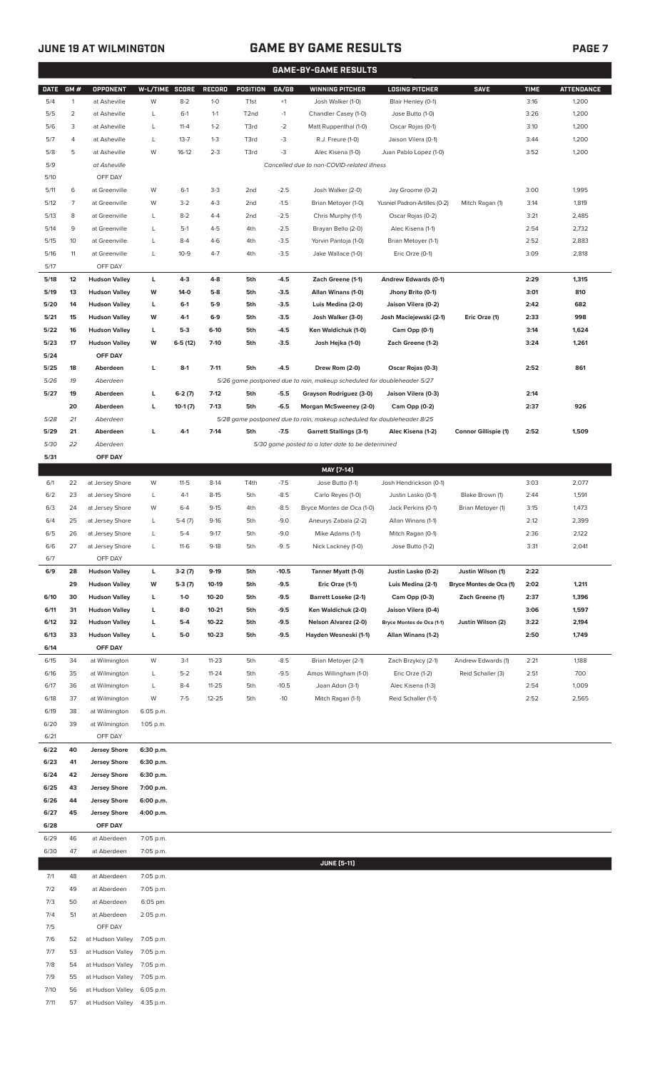## GAME BY GAME RESULTS

### GAME-BY-GAME RESULTS

| DATE | GM # | OPPONENT | W-L/TIME | SCORE | RECORD | POSITION | GA/GB | WINNING PITCHER | LOSING PITCHER | SAVE | TIME | ATTENDANCE |
|---|---|---|---|---|---|---|---|---|---|---|---|---|
| 5/4 | 1 | at Asheville | W | 8-2 | 1-0 | T1st | +1 | Josh Walker (1-0) | Blair Henley (0-1) | | 3:16 | 1,200 |
| 5/5 | 2 | at Asheville | L | 6-1 | 1-1 | T2nd | -1 | Chandler Casey (1-0) | Jose Butto (1-0) | | 3:26 | 1,200 |
| 5/6 | 3 | at Asheville | L | 11-4 | 1-2 | T3rd | -2 | Matt Ruppenthal (1-0) | Oscar Rojas (0-1) | | 3:10 | 1,200 |
| 5/7 | 4 | at Asheville | L | 13-7 | 1-3 | T3rd | -3 | R.J. Freure (1-0) | Jaison Vilera (0-1) | | 3:44 | 1,200 |
| 5/8 | 5 | at Asheville | W | 16-12 | 2-3 | T3rd | -3 | Alec Kisena (1-0) | Juan Pablo Lopez (1-0) | | 3:52 | 1,200 |
| 5/9 | | at Asheville | | | | | | Cancelled due to non-COVID-related illness | | | | |
| 5/10 | | OFF DAY | | | | | | | | | | |
| 5/11 | 6 | at Greenville | W | 6-1 | 3-3 | 2nd | -2.5 | Josh Walker (2-0) | Jay Groome (0-2) | | 3:00 | 1,995 |
| 5/12 | 7 | at Greenville | W | 3-2 | 4-3 | 2nd | -1.5 | Brian Metoyer (1-0) | Yusniel Padron-Artilles (0-2) | Mitch Ragan (1) | 3:14 | 1,819 |
| 5/13 | 8 | at Greenville | L | 8-2 | 4-4 | 2nd | -2.5 | Chris Murphy (1-1) | Oscar Rojas (0-2) | | 3:21 | 2,485 |
| 5/14 | 9 | at Greenville | L | 5-1 | 4-5 | 4th | -2.5 | Brayan Bello (2-0) | Alec Kisena (1-1) | | 2:54 | 2,732 |
| 5/15 | 10 | at Greenville | L | 8-4 | 4-6 | 4th | -3.5 | Yorvin Pantoja (1-0) | Brian Metoyer (1-1) | | 2:52 | 2,883 |
| 5/16 | 11 | at Greenville | L | 10-9 | 4-7 | 4th | -3.5 | Jake Wallace (1-0) | Eric Orze (0-1) | | 3:09 | 2,818 |
| 5/17 | | OFF DAY | | | | | | | | | | |
| **5/18** | **12** | **Hudson Valley** | **L** | **4-3** | **4-8** | **5th** | **-4.5** | **Zach Greene (1-1)** | **Andrew Edwards (0-1)** | | **2:29** | **1,315** |
| **5/19** | **13** | **Hudson Valley** | **W** | **14-0** | **5-8** | **5th** | **-3.5** | **Allan Winans (1-0)** | **Jhony Brito (0-1)** | | **3:01** | **810** |
| **5/20** | **14** | **Hudson Valley** | **L** | **6-1** | **5-9** | **5th** | **-3.5** | **Luis Medina (2-0)** | **Jaison Vilera (0-2)** | | **2:42** | **682** |
| **5/21** | **15** | **Hudson Valley** | **W** | **4-1** | **6-9** | **5th** | **-3.5** | **Josh Walker (3-0)** | **Josh Maciejewski (2-1)** | **Eric Orze (1)** | **2:33** | **998** |
| **5/22** | **16** | **Hudson Valley** | **L** | **5-3** | **6-10** | **5th** | **-4.5** | **Ken Waldichuk (1-0)** | **Cam Opp (0-1)** | | **3:14** | **1,624** |
| **5/23** | **17** | **Hudson Valley** | **W** | **6-5 (12)** | **7-10** | **5th** | **-3.5** | **Josh Hejka (1-0)** | **Zach Greene (1-2)** | | **3:24** | **1,261** |
| **5/24** | | **OFF DAY** | | | | | | | | | | |
| **5/25** | **18** | **Aberdeen** | **L** | **8-1** | **7-11** | **5th** | **-4.5** | **Drew Rom (2-0)** | **Oscar Rojas (0-3)** | | **2:52** | **861** |
| *5/26* | *19* | *Aberdeen* | | | | | | *5/26 game postponed due to rain, makeup scheduled for doubleheader 5/27* | | | | |
| **5/27** | **19** | **Aberdeen** | **L** | **6-2 (7)** | **7-12** | **5th** | **-5.5** | **Grayson Rodriguez (3-0)** | **Jaison Vilera (0-3)** | | **2:14** | |
| | **20** | **Aberdeen** | **L** | **10-1 (7)** | **7-13** | **5th** | **-6.5** | **Morgan McSweeney (2-0)** | **Cam Opp (0-2)** | | **2:37** | **926** |
| *5/28* | *21* | *Aberdeen* | | | | | | *5/28 game postponed due to rain, makeup scheduled for doubleheader 8/25* | | | | |
| **5/29** | **21** | **Aberdeen** | **L** | **4-1** | **7-14** | **5th** | **-7.5** | **Garrett Stallings (3-1)** | **Alec Kisena (1-2)** | **Connor Gillispie (1)** | **2:52** | **1,509** |
| *5/30* | *22* | *Aberdeen* | | | | | | *5/30 game posted to a later date to be determined* | | | | |
| **5/31** | | **OFF DAY** | | | | | | | | | | |
| | | | | | | | | **MAY [7-14]** | | | | |
| 6/1 | 22 | at Jersey Shore | W | 11-5 | 8-14 | T4th | -7.5 | Jose Butto (1-1) | Josh Hendrickson (0-1) | | 3:03 | 2,077 |
| 6/2 | 23 | at Jersey Shore | L | 4-1 | 8-15 | 5th | -8.5 | Carlo Reyes (1-0) | Justin Lasko (0-1) | Blake Brown (1) | 2:44 | 1,591 |
| 6/3 | 24 | at Jersey Shore | W | 6-4 | 9-15 | 4th | -8.5 | Bryce Montes de Oca (1-0) | Jack Perkins (0-1) | Brian Metoyer (1) | 3:15 | 1,473 |
| 6/4 | 25 | at Jersey Shore | L | 5-4 (7) | 9-16 | 5th | -9.0 | Aneurys Zabala (2-2) | Allan Winans (1-1) | | 2:12 | 2,399 |
| 6/5 | 26 | at Jersey Shore | L | 5-4 | 9-17 | 5th | -9.0 | Mike Adams (1-1) | Mitch Ragan (0-1) | | 2:36 | 2,122 |
| 6/6 | 27 | at Jersey Shore | L | 11-6 | 9-18 | 5th | -9..5 | Nick Lackney (1-0) | Jose Butto (1-2) | | 3:31 | 2,041 |
| 6/7 | | OFF DAY | | | | | | | | | | |
| **6/9** | **28** | **Hudson Valley** | **L** | **3-2 (7)** | **9-19** | **5th** | **-10.5** | **Tanner Myatt (1-0)** | **Justin Lasko (0-2)** | **Justin Wilson (1)** | **2:22** | |
| | **29** | **Hudson Valley** | **W** | **5-3 (7)** | **10-19** | **5th** | **-9.5** | **Eric Orze (1-1)** | **Luis Medina (2-1)** | **Bryce Montes de Oca (1)** | **2:02** | **1,211** |
| **6/10** | **30** | **Hudson Valley** | **L** | **1-0** | **10-20** | **5th** | **-9.5** | **Barrett Loseke (2-1)** | **Cam Opp (0-3)** | **Zach Greene (1)** | **2:37** | **1,396** |
| **6/11** | **31** | **Hudson Valley** | **L** | **8-0** | **10-21** | **5th** | **-9.5** | **Ken Waldichuk (2-0)** | **Jaison Vilera (0-4)** | | **3:06** | **1,597** |
| **6/12** | **32** | **Hudson Valley** | **L** | **5-4** | **10-22** | **5th** | **-9.5** | **Nelson Alvarez (2-0)** | **Bryce Montes de Oca (1-1)** | **Justin Wilson (2)** | **3:22** | **2,194** |
| **6/13** | **33** | **Hudson Valley** | **L** | **5-0** | **10-23** | **5th** | **-9.5** | **Hayden Wesneski (1-1)** | **Allan Winans (1-2)** | | **2:50** | **1,749** |
| **6/14** | | **OFF DAY** | | | | | | | | | | |
| 6/15 | 34 | at Wilmington | W | 3-1 | 11-23 | 5th | -8.5 | Brian Metoyer (2-1) | Zach Brzykcy (2-1) | Andrew Edwards (1) | 2:21 | 1,188 |
| 6/16 | 35 | at Wilmington | L | 5-2 | 11-24 | 5th | -9.5 | Amos Willingham (1-0) | Eric Orze (1-2) | Reid Schaller (3) | 2:51 | 700 |
| 6/17 | 36 | at Wilmington | L | 8-4 | 11-25 | 5th | -10.5 | Joan Adon (3-1) | Alec Kisena (1-3) | | 2:54 | 1,009 |
| 6/18 | 37 | at Wilmington | W | 7-5 | 12-25 | 5th | -10 | Mitch Ragan (1-1) | Reid Schaller (1-1) | | 2:52 | 2,565 |
| 6/19 | 38 | at Wilmington | 6:05 p.m. | | | | | | | | | |
| 6/20 | 39 | at Wilmington | 1:05 p.m. | | | | | | | | | |
| 6/21 | | OFF DAY | | | | | | | | | | |
| **6/22** | **40** | **Jersey Shore** | **6:30 p.m.** | | | | | | | | | |
| **6/23** | **41** | **Jersey Shore** | **6:30 p.m.** | | | | | | | | | |
| **6/24** | **42** | **Jersey Shore** | **6:30 p.m.** | | | | | | | | | |
| **6/25** | **43** | **Jersey Shore** | **7:00 p.m.** | | | | | | | | | |
| **6/26** | **44** | **Jersey Shore** | **6:00 p.m.** | | | | | | | | | |
| **6/27** | **45** | **Jersey Shore** | **4:00 p.m.** | | | | | | | | | |
| **6/28** | | **OFF DAY** | | | | | | | | | | |
| 6/29 | 46 | at Aberdeen | 7:05 p.m. | | | | | | | | | |
| 6/30 | 47 | at Aberdeen | 7:05 p.m. | | | | | | | | | |
| | | | | | | | | **JUNE [5-11]** | | | | |
| 7/1 | 48 | at Aberdeen | 7:05 p.m. | | | | | | | | | |
| 7/2 | 49 | at Aberdeen | 7:05 p.m. | | | | | | | | | |
| 7/3 | 50 | at Aberdeen | 6:05 pm. | | | | | | | | | |
| 7/4 | 51 | at Aberdeen | 2:05 p.m. | | | | | | | | | |
| 7/5 | | OFF DAY | | | | | | | | | | |
| 7/6 | 52 | at Hudson Valley | 7:05 p.m. | | | | | | | | | |
| 7/7 | 53 | at Hudson Valley | 7:05 p.m. | | | | | | | | | |
| 7/8 | 54 | at Hudson Valley | 7:05 p.m. | | | | | | | | | |
| 7/9 | 55 | at Hudson Valley | 7:05 p.m. | | | | | | | | | |
| 7/10 | 56 | at Hudson Valley | 6:05 p.m. | | | | | | | | | |
| 7/11 | 57 | at Hudson Valley | 4:35 p.m. | | | | | | | | | |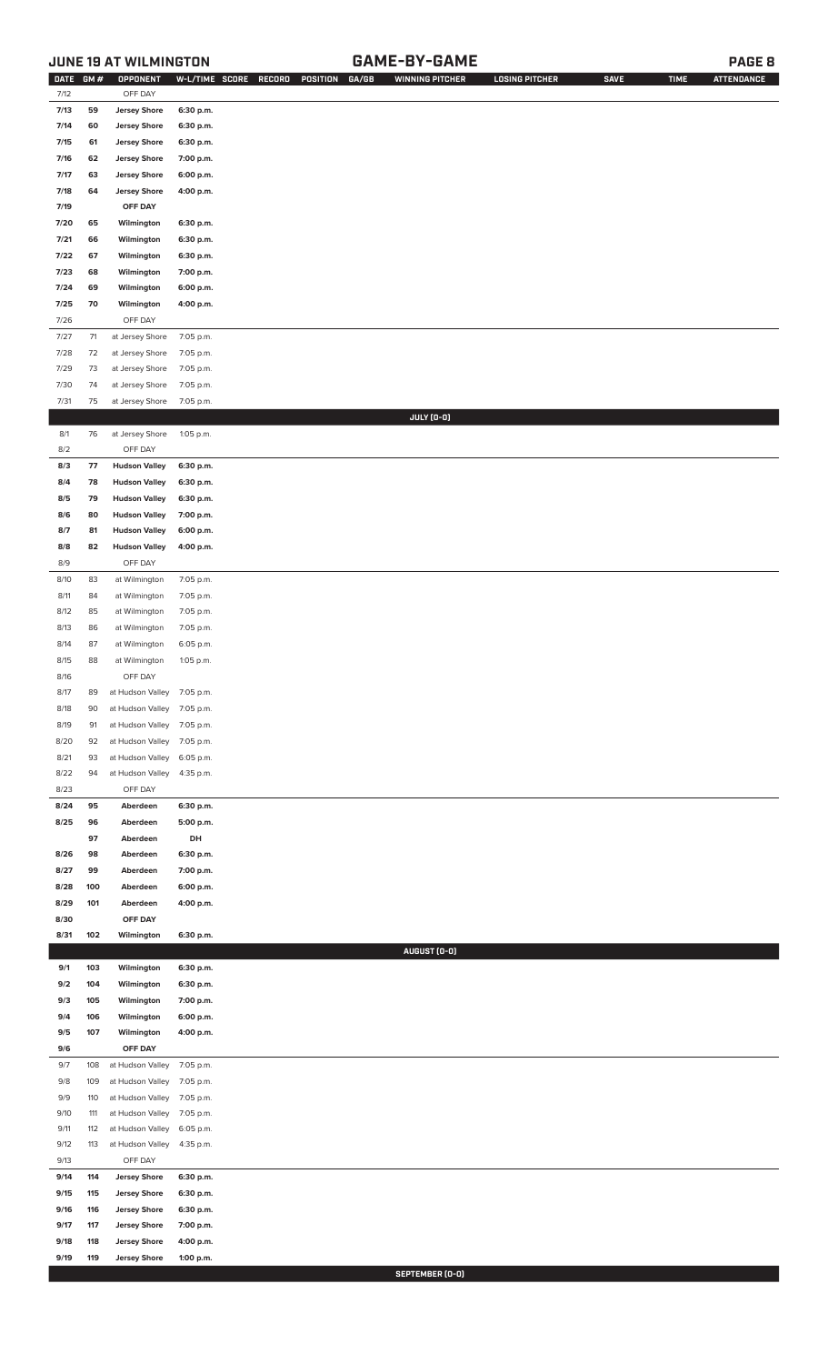## JUNE 19 AT WILMINGTON — GAME-BY-GAME

| DATE | GM # | OPPONENT | W-L/TIME | SCORE | RECORD | POSITION | GA/GB | WINNING PITCHER | LOSING PITCHER | SAVE | TIME | ATTENDANCE |
|---|---|---|---|---|---|---|---|---|---|---|---|---|
| 7/12 | | OFF DAY | | | | | | | | | | |
| 7/13 | 59 | Jersey Shore | 6:30 p.m. | | | | | | | | | |
| 7/14 | 60 | Jersey Shore | 6:30 p.m. | | | | | | | | | |
| 7/15 | 61 | Jersey Shore | 6:30 p.m. | | | | | | | | | |
| 7/16 | 62 | Jersey Shore | 7:00 p.m. | | | | | | | | | |
| 7/17 | 63 | Jersey Shore | 6:00 p.m. | | | | | | | | | |
| 7/18 | 64 | Jersey Shore | 4:00 p.m. | | | | | | | | | |
| 7/19 | | OFF DAY | | | | | | | | | | |
| 7/20 | 65 | Wilmington | 6:30 p.m. | | | | | | | | | |
| 7/21 | 66 | Wilmington | 6:30 p.m. | | | | | | | | | |
| 7/22 | 67 | Wilmington | 6:30 p.m. | | | | | | | | | |
| 7/23 | 68 | Wilmington | 7:00 p.m. | | | | | | | | | |
| 7/24 | 69 | Wilmington | 6:00 p.m. | | | | | | | | | |
| 7/25 | 70 | Wilmington | 4:00 p.m. | | | | | | | | | |
| 7/26 | | OFF DAY | | | | | | | | | | |
| 7/27 | 71 | at Jersey Shore | 7:05 p.m. | | | | | | | | | |
| 7/28 | 72 | at Jersey Shore | 7:05 p.m. | | | | | | | | | |
| 7/29 | 73 | at Jersey Shore | 7:05 p.m. | | | | | | | | | |
| 7/30 | 74 | at Jersey Shore | 7:05 p.m. | | | | | | | | | |
| 7/31 | 75 | at Jersey Shore | 7:05 p.m. | | | | | | | | | |
| | | | | | | | | JULY (0-0) | | | | |
| 8/1 | 76 | at Jersey Shore | 1:05 p.m. | | | | | | | | | |
| 8/2 | | OFF DAY | | | | | | | | | | |
| 8/3 | 77 | Hudson Valley | 6:30 p.m. | | | | | | | | | |
| 8/4 | 78 | Hudson Valley | 6:30 p.m. | | | | | | | | | |
| 8/5 | 79 | Hudson Valley | 6:30 p.m. | | | | | | | | | |
| 8/6 | 80 | Hudson Valley | 7:00 p.m. | | | | | | | | | |
| 8/7 | 81 | Hudson Valley | 6:00 p.m. | | | | | | | | | |
| 8/8 | 82 | Hudson Valley | 4:00 p.m. | | | | | | | | | |
| 8/9 | | OFF DAY | | | | | | | | | | |
| 8/10 | 83 | at Wilmington | 7:05 p.m. | | | | | | | | | |
| 8/11 | 84 | at Wilmington | 7:05 p.m. | | | | | | | | | |
| 8/12 | 85 | at Wilmington | 7:05 p.m. | | | | | | | | | |
| 8/13 | 86 | at Wilmington | 7:05 p.m. | | | | | | | | | |
| 8/14 | 87 | at Wilmington | 6:05 p.m. | | | | | | | | | |
| 8/15 | 88 | at Wilmington | 1:05 p.m. | | | | | | | | | |
| 8/16 | | OFF DAY | | | | | | | | | | |
| 8/17 | 89 | at Hudson Valley | 7:05 p.m. | | | | | | | | | |
| 8/18 | 90 | at Hudson Valley | 7:05 p.m. | | | | | | | | | |
| 8/19 | 91 | at Hudson Valley | 7:05 p.m. | | | | | | | | | |
| 8/20 | 92 | at Hudson Valley | 7:05 p.m. | | | | | | | | | |
| 8/21 | 93 | at Hudson Valley | 6:05 p.m. | | | | | | | | | |
| 8/22 | 94 | at Hudson Valley | 4:35 p.m. | | | | | | | | | |
| 8/23 | | OFF DAY | | | | | | | | | | |
| 8/24 | 95 | Aberdeen | 6:30 p.m. | | | | | | | | | |
| 8/25 | 96 | Aberdeen | 5:00 p.m. | | | | | | | | | |
| | 97 | Aberdeen | DH | | | | | | | | | |
| 8/26 | 98 | Aberdeen | 6:30 p.m. | | | | | | | | | |
| 8/27 | 99 | Aberdeen | 7:00 p.m. | | | | | | | | | |
| 8/28 | 100 | Aberdeen | 6:00 p.m. | | | | | | | | | |
| 8/29 | 101 | Aberdeen | 4:00 p.m. | | | | | | | | | |
| 8/30 | | OFF DAY | | | | | | | | | | |
| 8/31 | 102 | Wilmington | 6:30 p.m. | | | | | | | | | |
| | | | | | | | | AUGUST (0-0) | | | | |
| 9/1 | 103 | Wilmington | 6:30 p.m. | | | | | | | | | |
| 9/2 | 104 | Wilmington | 6:30 p.m. | | | | | | | | | |
| 9/3 | 105 | Wilmington | 7:00 p.m. | | | | | | | | | |
| 9/4 | 106 | Wilmington | 6:00 p.m. | | | | | | | | | |
| 9/5 | 107 | Wilmington | 4:00 p.m. | | | | | | | | | |
| 9/6 | | OFF DAY | | | | | | | | | | |
| 9/7 | 108 | at Hudson Valley | 7:05 p.m. | | | | | | | | | |
| 9/8 | 109 | at Hudson Valley | 7:05 p.m. | | | | | | | | | |
| 9/9 | 110 | at Hudson Valley | 7:05 p.m. | | | | | | | | | |
| 9/10 | 111 | at Hudson Valley | 7:05 p.m. | | | | | | | | | |
| 9/11 | 112 | at Hudson Valley | 6:05 p.m. | | | | | | | | | |
| 9/12 | 113 | at Hudson Valley | 4:35 p.m. | | | | | | | | | |
| 9/13 | | OFF DAY | | | | | | | | | | |
| 9/14 | 114 | Jersey Shore | 6:30 p.m. | | | | | | | | | |
| 9/15 | 115 | Jersey Shore | 6:30 p.m. | | | | | | | | | |
| 9/16 | 116 | Jersey Shore | 6:30 p.m. | | | | | | | | | |
| 9/17 | 117 | Jersey Shore | 7:00 p.m. | | | | | | | | | |
| 9/18 | 118 | Jersey Shore | 4:00 p.m. | | | | | | | | | |
| 9/19 | 119 | Jersey Shore | 1:00 p.m. | | | | | | | | | |
| | | | | | | | | SEPTEMBER (0-0) | | | | |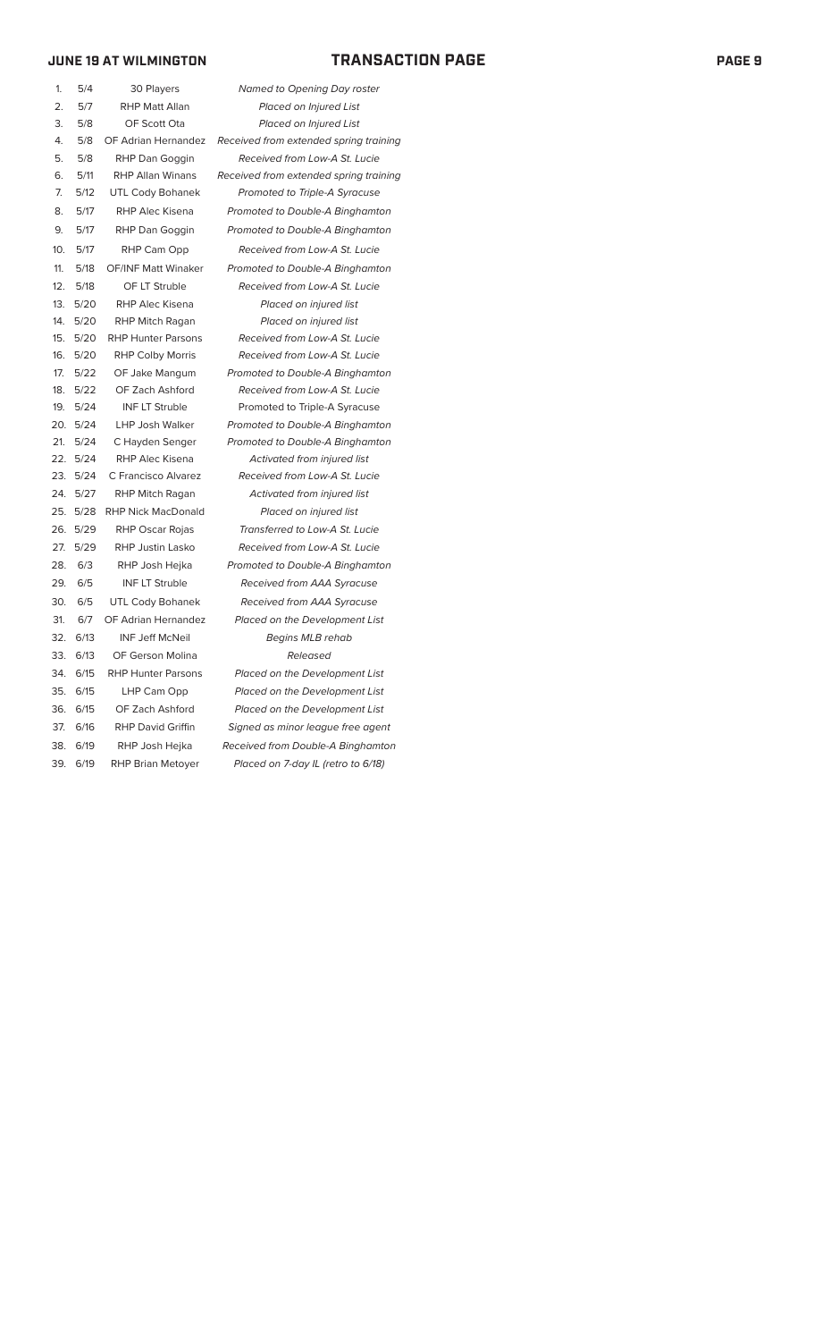## TRANSACTION PAGE

| | | | |
|---|---|---|---|
| 1. | 5/4 | 30 Players | *Named to Opening Day roster* |
| 2. | 5/7 | RHP Matt Allan | *Placed on Injured List* |
| 3. | 5/8 | OF Scott Ota | *Placed on Injured List* |
| 4. | 5/8 | OF Adrian Hernandez | *Received from extended spring training* |
| 5. | 5/8 | RHP Dan Goggin | *Received from Low-A St. Lucie* |
| 6. | 5/11 | RHP Allan Winans | *Received from extended spring training* |
| 7. | 5/12 | UTL Cody Bohanek | *Promoted to Triple-A Syracuse* |
| 8. | 5/17 | RHP Alec Kisena | *Promoted to Double-A Binghamton* |
| 9. | 5/17 | RHP Dan Goggin | *Promoted to Double-A Binghamton* |
| 10. | 5/17 | RHP Cam Opp | *Received from Low-A St. Lucie* |
| 11. | 5/18 | OF/INF Matt Winaker | *Promoted to Double-A Binghamton* |
| 12. | 5/18 | OF LT Struble | *Received from Low-A St. Lucie* |
| 13. | 5/20 | RHP Alec Kisena | *Placed on injured list* |
| 14. | 5/20 | RHP Mitch Ragan | *Placed on injured list* |
| 15. | 5/20 | RHP Hunter Parsons | *Received from Low-A St. Lucie* |
| 16. | 5/20 | RHP Colby Morris | *Received from Low-A St. Lucie* |
| 17. | 5/22 | OF Jake Mangum | *Promoted to Double-A Binghamton* |
| 18. | 5/22 | OF Zach Ashford | *Received from Low-A St. Lucie* |
| 19. | 5/24 | INF LT Struble | Promoted to Triple-A Syracuse |
| 20. | 5/24 | LHP Josh Walker | *Promoted to Double-A Binghamton* |
| 21. | 5/24 | C Hayden Senger | *Promoted to Double-A Binghamton* |
| 22. | 5/24 | RHP Alec Kisena | *Activated from injured list* |
| 23. | 5/24 | C Francisco Alvarez | *Received from Low-A St. Lucie* |
| 24. | 5/27 | RHP Mitch Ragan | *Activated from injured list* |
| 25. | 5/28 | RHP Nick MacDonald | *Placed on injured list* |
| 26. | 5/29 | RHP Oscar Rojas | *Transferred to Low-A St. Lucie* |
| 27. | 5/29 | RHP Justin Lasko | *Received from Low-A St. Lucie* |
| 28. | 6/3 | RHP Josh Hejka | *Promoted to Double-A Binghamton* |
| 29. | 6/5 | INF LT Struble | *Received from AAA Syracuse* |
| 30. | 6/5 | UTL Cody Bohanek | *Received from AAA Syracuse* |
| 31. | 6/7 | OF Adrian Hernandez | *Placed on the Development List* |
| 32. | 6/13 | INF Jeff McNeil | *Begins MLB rehab* |
| 33. | 6/13 | OF Gerson Molina | *Released* |
| 34. | 6/15 | RHP Hunter Parsons | *Placed on the Development List* |
| 35. | 6/15 | LHP Cam Opp | *Placed on the Development List* |
| 36. | 6/15 | OF Zach Ashford | *Placed on the Development List* |
| 37. | 6/16 | RHP David Griffin | *Signed as minor league free agent* |
| 38. | 6/19 | RHP Josh Hejka | *Received from Double-A Binghamton* |
| 39. | 6/19 | RHP Brian Metoyer | *Placed on 7-day IL (retro to 6/18)* |